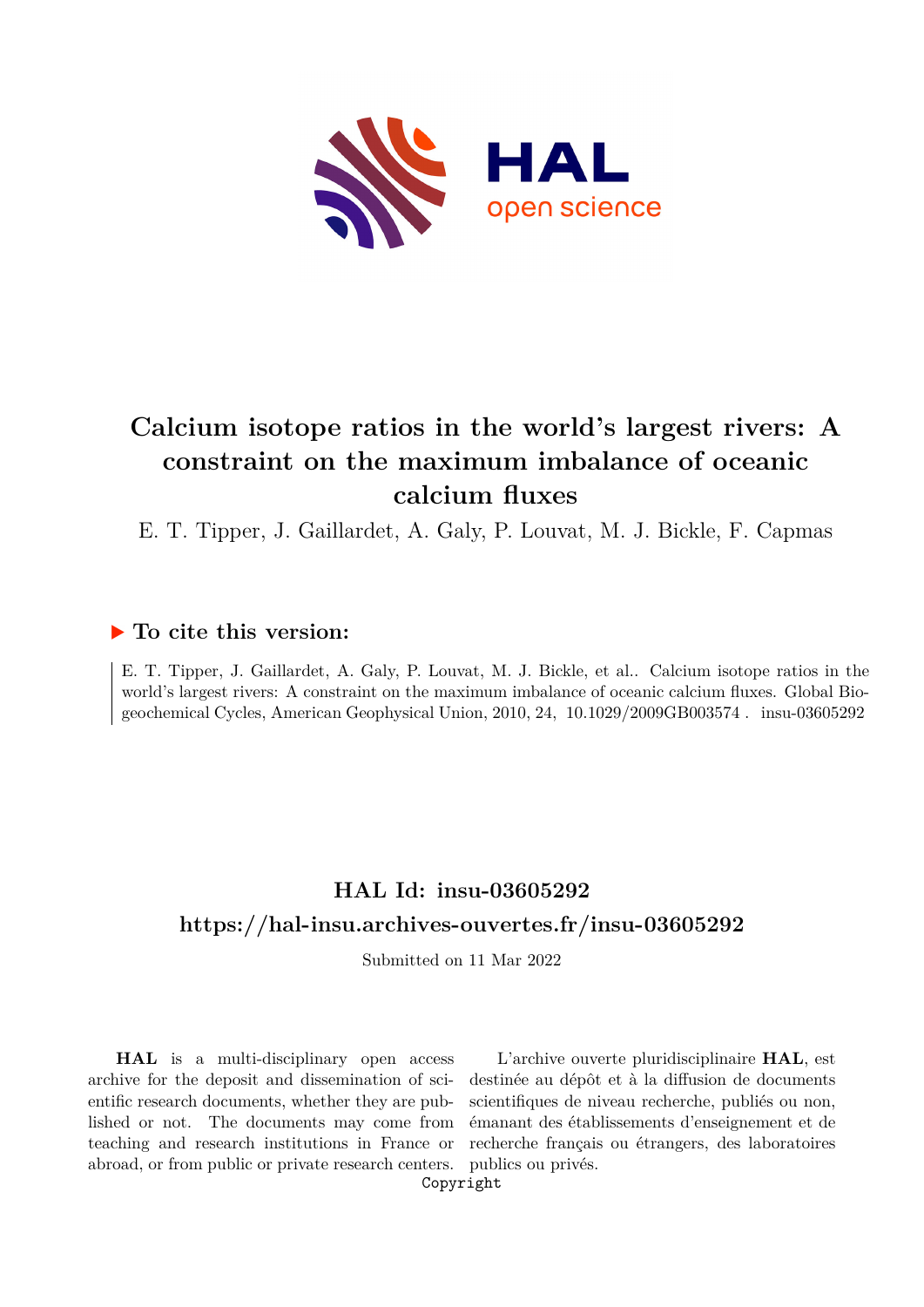# Calcium isotope ratios in the world's largest rivers: A constraint on the maximum imbalance of oceanic calcium fluxes

E. T. Tipper, J. Gaillardet, A. Galy, P. Louvat, M. J. Bickle, F. Capmas

## ▶ To cite this version:

E. T. Tipper, J. Gaillardet, A. Galy, P. Louvat, M. J. Bickle, et al.. Calcium isotope ratios in the world's largest rivers: A constraint on the maximum imbalance of oceanic calcium fluxes. Global Biogeochemical Cycles, American Geophysical Union, 2010, 24, 10.1029/2009GB003574 . insu-03605292

## HAL Id: insu-03605292

## https://hal-insu.archives-ouvertes.fr/insu-03605292

Submitted on 11 Mar 2022

**HAL** is a multi-disciplinary open access archive for the deposit and dissemination of scientific research documents, whether they are published or not. The documents may come from teaching and research institutions in France or abroad, or from public or private research centers.

L'archive ouverte pluridisciplinaire **HAL**, est destinée au dépôt et à la diffusion de documents scientifiques de niveau recherche, publiés ou non, émanant des établissements d'enseignement et de recherche français ou étrangers, des laboratoires publics ou privés.

Copyright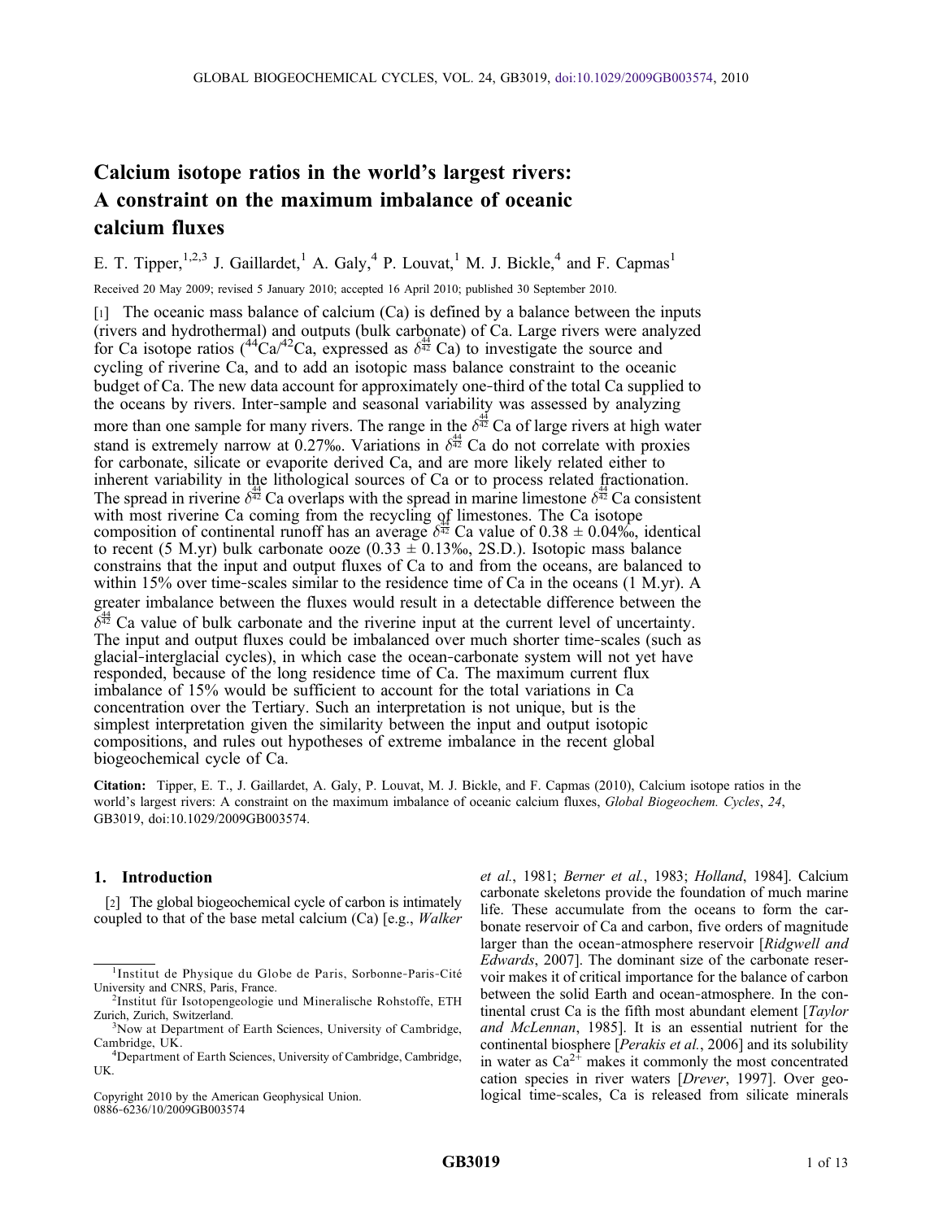# Calcium isotope ratios in the world's largest rivers: A constraint on the maximum imbalance of oceanic calcium fluxes

E. T. Tipper,[1,2,3] J. Gaillardet,[1] A. Galy,[4] P. Louvat,[1] M. J. Bickle,[4] and F. Capmas[1]

Received 20 May 2009; revised 5 January 2010; accepted 16 April 2010; published 30 September 2010.

[1] The oceanic mass balance of calcium (Ca) is defined by a balance between the inputs (rivers and hydrothermal) and outputs (bulk carbonate) of Ca. Large rivers were analyzed for Ca isotope ratios ($^{44}$Ca/$^{42}$Ca, expressed as $\delta^{44}_{42}$Ca) to investigate the source and cycling of riverine Ca, and to add an isotopic mass balance constraint to the oceanic budget of Ca. The new data account for approximately one-third of the total Ca supplied to the oceans by rivers. Inter-sample and seasonal variability was assessed by analyzing more than one sample for many rivers. The range in the $\delta^{44}_{42}$Ca of large rivers at high water stand is extremely narrow at 0.27‰. Variations in $\delta^{44}_{42}$Ca do not correlate with proxies for carbonate, silicate or evaporite derived Ca, and are more likely related either to inherent variability in the lithological sources of Ca or to process related fractionation. The spread in riverine $\delta^{44}_{42}$Ca overlaps with the spread in marine limestone $\delta^{44}_{42}$Ca consistent with most riverine Ca coming from the recycling of limestones. The Ca isotope composition of continental runoff has an average $\delta^{44}_{42}$Ca value of 0.38 ± 0.04‰, identical to recent (5 M.yr) bulk carbonate ooze (0.33 ± 0.13‰, 2S.D.). Isotopic mass balance constrains that the input and output fluxes of Ca to and from the oceans, are balanced to within 15% over time-scales similar to the residence time of Ca in the oceans (1 M.yr). A greater imbalance between the fluxes would result in a detectable difference between the $\delta^{44}_{42}$Ca value of bulk carbonate and the riverine input at the current level of uncertainty. The input and output fluxes could be imbalanced over much shorter time-scales (such as glacial-interglacial cycles), in which case the ocean-carbonate system will not yet have responded, because of the long residence time of Ca. The maximum current flux imbalance of 15% would be sufficient to account for the total variations in Ca concentration over the Tertiary. Such an interpretation is not unique, but is the simplest interpretation given the similarity between the input and output isotopic compositions, and rules out hypotheses of extreme imbalance in the recent global biogeochemical cycle of Ca.

**Citation:** Tipper, E. T., J. Gaillardet, A. Galy, P. Louvat, M. J. Bickle, and F. Capmas (2010), Calcium isotope ratios in the world's largest rivers: A constraint on the maximum imbalance of oceanic calcium fluxes, *Global Biogeochem. Cycles*, *24*, GB3019, doi:10.1029/2009GB003574.

## 1. Introduction

[2] The global biogeochemical cycle of carbon is intimately coupled to that of the base metal calcium (Ca) [e.g., *Walker et al.*, 1981; *Berner et al.*, 1983; *Holland*, 1984]. Calcium carbonate skeletons provide the foundation of much marine life. These accumulate from the oceans to form the carbonate reservoir of Ca and carbon, five orders of magnitude larger than the ocean-atmosphere reservoir [*Ridgwell and Edwards*, 2007]. The dominant size of the carbonate reservoir makes it of critical importance for the balance of carbon between the solid Earth and ocean-atmosphere. In the continental crust Ca is the fifth most abundant element [*Taylor and McLennan*, 1985]. It is an essential nutrient for the continental biosphere [*Perakis et al.*, 2006] and its solubility in water as $Ca^{2+}$ makes it commonly the most concentrated cation species in river waters [*Drever*, 1997]. Over geological time-scales, Ca is released from silicate minerals

[1]Institut de Physique du Globe de Paris, Sorbonne-Paris-Cité University and CNRS, Paris, France.

[2]Institut für Isotopengeologie und Mineralische Rohstoffe, ETH Zurich, Zurich, Switzerland.

[3]Now at Department of Earth Sciences, University of Cambridge, Cambridge, UK.

[4]Department of Earth Sciences, University of Cambridge, Cambridge, UK.

Copyright 2010 by the American Geophysical Union.
0886-6236/10/2009GB003574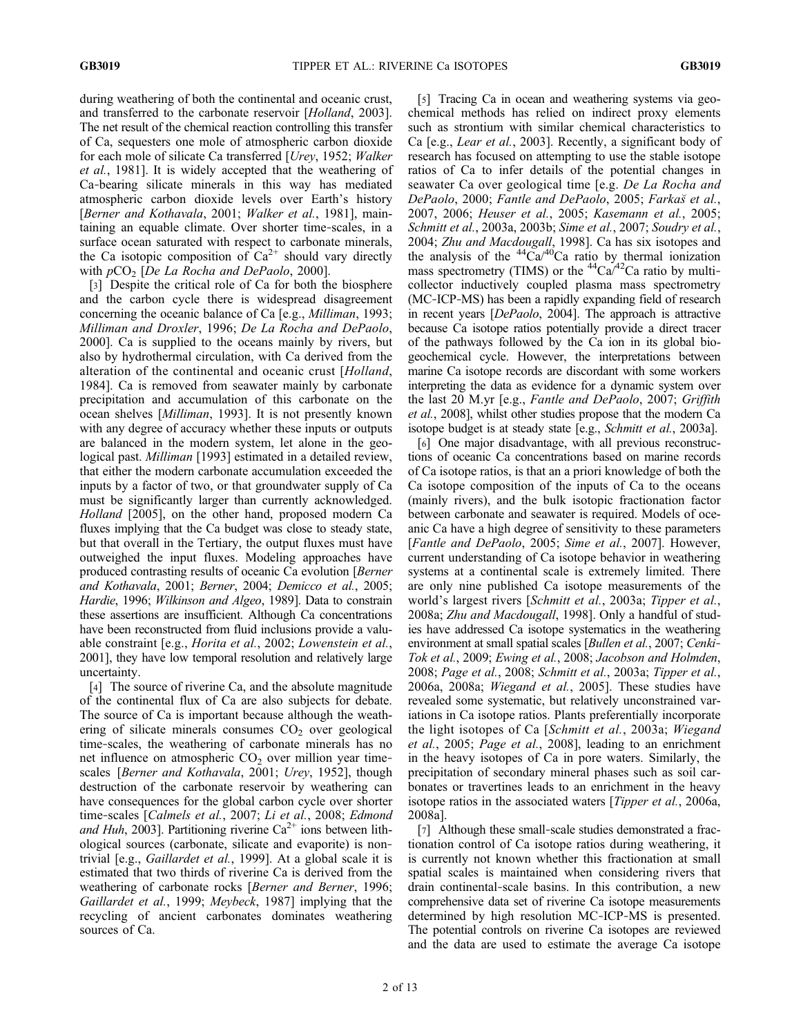during weathering of both the continental and oceanic crust, and transferred to the carbonate reservoir [*Holland*, 2003]. The net result of the chemical reaction controlling this transfer of Ca, sequesters one mole of atmospheric carbon dioxide for each mole of silicate Ca transferred [*Urey*, 1952; *Walker et al.*, 1981]. It is widely accepted that the weathering of Ca-bearing silicate minerals in this way has mediated atmospheric carbon dioxide levels over Earth's history [*Berner and Kothavala*, 2001; *Walker et al.*, 1981], maintaining an equable climate. Over shorter time-scales, in a surface ocean saturated with respect to carbonate minerals, the Ca isotopic composition of $Ca^{2+}$ should vary directly with $pCO_2$ [*De La Rocha and DePaolo*, 2000].

[3] Despite the critical role of Ca for both the biosphere and the carbon cycle there is widespread disagreement concerning the oceanic balance of Ca [e.g., *Milliman*, 1993; *Milliman and Droxler*, 1996; *De La Rocha and DePaolo*, 2000]. Ca is supplied to the oceans mainly by rivers, but also by hydrothermal circulation, with Ca derived from the alteration of the continental and oceanic crust [*Holland*, 1984]. Ca is removed from seawater mainly by carbonate precipitation and accumulation of this carbonate on the ocean shelves [*Milliman*, 1993]. It is not presently known with any degree of accuracy whether these inputs or outputs are balanced in the modern system, let alone in the geological past. *Milliman* [1993] estimated in a detailed review, that either the modern carbonate accumulation exceeded the inputs by a factor of two, or that groundwater supply of Ca must be significantly larger than currently acknowledged. *Holland* [2005], on the other hand, proposed modern Ca fluxes implying that the Ca budget was close to steady state, but that overall in the Tertiary, the output fluxes must have outweighed the input fluxes. Modeling approaches have produced contrasting results of oceanic Ca evolution [*Berner and Kothavala*, 2001; *Berner*, 2004; *Demicco et al.*, 2005; *Hardie*, 1996; *Wilkinson and Algeo*, 1989]. Data to constrain these assertions are insufficient. Although Ca concentrations have been reconstructed from fluid inclusions provide a valuable constraint [e.g., *Horita et al.*, 2002; *Lowenstein et al.*, 2001], they have low temporal resolution and relatively large uncertainty.

[4] The source of riverine Ca, and the absolute magnitude of the continental flux of Ca are also subjects for debate. The source of Ca is important because although the weathering of silicate minerals consumes $CO_2$ over geological time-scales, the weathering of carbonate minerals has no net influence on atmospheric $CO_2$ over million year time-scales [*Berner and Kothavala*, 2001; *Urey*, 1952], though destruction of the carbonate reservoir by weathering can have consequences for the global carbon cycle over shorter time-scales [*Calmels et al.*, 2007; *Li et al.*, 2008; *Edmond and Huh*, 2003]. Partitioning riverine $Ca^{2+}$ ions between lithological sources (carbonate, silicate and evaporite) is non-trivial [e.g., *Gaillardet et al.*, 1999]. At a global scale it is estimated that two thirds of riverine Ca is derived from the weathering of carbonate rocks [*Berner and Berner*, 1996; *Gaillardet et al.*, 1999; *Meybeck*, 1987] implying that the recycling of ancient carbonates dominates weathering sources of Ca.

[5] Tracing Ca in ocean and weathering systems via geochemical methods has relied on indirect proxy elements such as strontium with similar chemical characteristics to Ca [e.g., *Lear et al.*, 2003]. Recently, a significant body of research has focused on attempting to use the stable isotope ratios of Ca to infer details of the potential changes in seawater Ca over geological time [e.g. *De La Rocha and DePaolo*, 2000; *Fantle and DePaolo*, 2005; *Farkaš et al.*, 2007, 2006; *Heuser et al.*, 2005; *Kasemann et al.*, 2005; *Schmitt et al.*, 2003a, 2003b; *Sime et al.*, 2007; *Soudry et al.*, 2004; *Zhu and Macdougall*, 1998]. Ca has six isotopes and the analysis of the $^{44}Ca/^{40}Ca$ ratio by thermal ionization mass spectrometry (TIMS) or the $^{44}Ca/^{42}Ca$ ratio by multi-collector inductively coupled plasma mass spectrometry (MC-ICP-MS) has been a rapidly expanding field of research in recent years [*DePaolo*, 2004]. The approach is attractive because Ca isotope ratios potentially provide a direct tracer of the pathways followed by the Ca ion in its global biogeochemical cycle. However, the interpretations between marine Ca isotope records are discordant with some workers interpreting the data as evidence for a dynamic system over the last 20 M.yr [e.g., *Fantle and DePaolo*, 2007; *Griffith et al.*, 2008], whilst other studies propose that the modern Ca isotope budget is at steady state [e.g., *Schmitt et al.*, 2003a].

[6] One major disadvantage, with all previous reconstructions of oceanic Ca concentrations based on marine records of Ca isotope ratios, is that an a priori knowledge of both the Ca isotope composition of the inputs of Ca to the oceans (mainly rivers), and the bulk isotopic fractionation factor between carbonate and seawater is required. Models of oceanic Ca have a high degree of sensitivity to these parameters [*Fantle and DePaolo*, 2005; *Sime et al.*, 2007]. However, current understanding of Ca isotope behavior in weathering systems at a continental scale is extremely limited. There are only nine published Ca isotope measurements of the world's largest rivers [*Schmitt et al.*, 2003a; *Tipper et al.*, 2008a; *Zhu and Macdougall*, 1998]. Only a handful of studies have addressed Ca isotope systematics in the weathering environment at small spatial scales [*Bullen et al.*, 2007; *Cenki-Tok et al.*, 2009; *Ewing et al.*, 2008; *Jacobson and Holmden*, 2008; *Page et al.*, 2008; *Schmitt et al.*, 2003a; *Tipper et al.*, 2006a, 2008a; *Wiegand et al.*, 2005]. These studies have revealed some systematic, but relatively unconstrained variations in Ca isotope ratios. Plants preferentially incorporate the light isotopes of Ca [*Schmitt et al.*, 2003a; *Wiegand et al.*, 2005; *Page et al.*, 2008], leading to an enrichment in the heavy isotopes of Ca in pore waters. Similarly, the precipitation of secondary mineral phases such as soil carbonates or travertines leads to an enrichment in the heavy isotope ratios in the associated waters [*Tipper et al.*, 2006a, 2008a].

[7] Although these small-scale studies demonstrated a fractionation control of Ca isotope ratios during weathering, it is currently not known whether this fractionation at small spatial scales is maintained when considering rivers that drain continental-scale basins. In this contribution, a new comprehensive data set of riverine Ca isotope measurements determined by high resolution MC-ICP-MS is presented. The potential controls on riverine Ca isotopes are reviewed and the data are used to estimate the average Ca isotope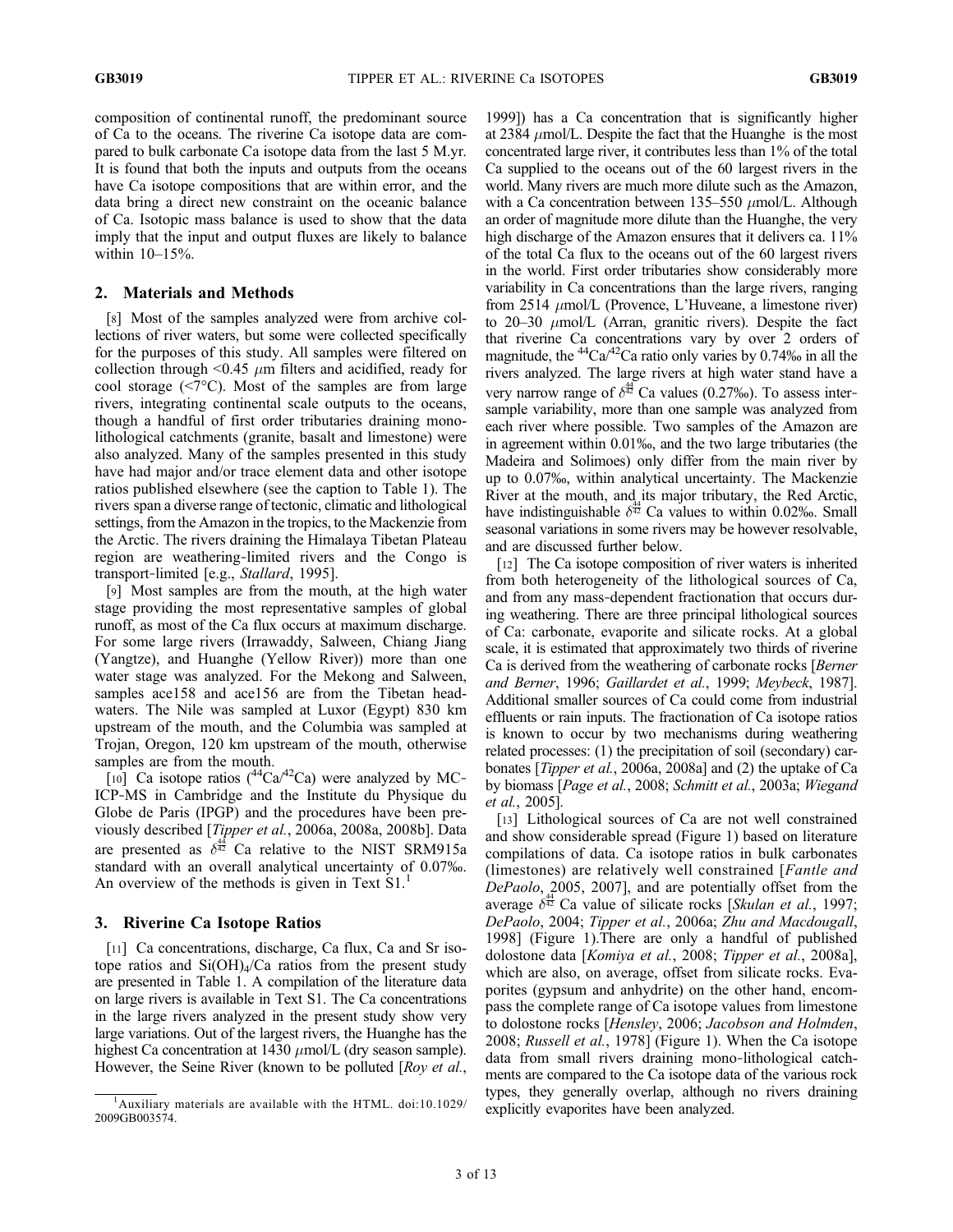composition of continental runoff, the predominant source of Ca to the oceans. The riverine Ca isotope data are compared to bulk carbonate Ca isotope data from the last 5 M.yr. It is found that both the inputs and outputs from the oceans have Ca isotope compositions that are within error, and the data bring a direct new constraint on the oceanic balance of Ca. Isotopic mass balance is used to show that the data imply that the input and output fluxes are likely to balance within 10–15%.

## 2. Materials and Methods

[8] Most of the samples analyzed were from archive collections of river waters, but some were collected specifically for the purposes of this study. All samples were filtered on collection through <0.45 $\mu$m filters and acidified, ready for cool storage (<7°C). Most of the samples are from large rivers, integrating continental scale outputs to the oceans, though a handful of first order tributaries draining mono-lithological catchments (granite, basalt and limestone) were also analyzed. Many of the samples presented in this study have had major and/or trace element data and other isotope ratios published elsewhere (see the caption to Table 1). The rivers span a diverse range of tectonic, climatic and lithological settings, from the Amazon in the tropics, to the Mackenzie from the Arctic. The rivers draining the Himalaya Tibetan Plateau region are weathering-limited rivers and the Congo is transport-limited [e.g., *Stallard*, 1995].

[9] Most samples are from the mouth, at the high water stage providing the most representative samples of global runoff, as most of the Ca flux occurs at maximum discharge. For some large rivers (Irrawaddy, Salween, Chiang Jiang (Yangtze), and Huanghe (Yellow River)) more than one water stage was analyzed. For the Mekong and Salween, samples ace158 and ace156 are from the Tibetan headwaters. The Nile was sampled at Luxor (Egypt) 830 km upstream of the mouth, and the Columbia was sampled at Trojan, Oregon, 120 km upstream of the mouth, otherwise samples are from the mouth.

[10] Ca isotope ratios ($^{44}$Ca/$^{42}$Ca) were analyzed by MC-ICP-MS in Cambridge and the Institute du Physique du Globe de Paris (IPGP) and the procedures have been previously described [*Tipper et al.*, 2006a, 2008a, 2008b]. Data are presented as $\delta^{44}_{42}$ Ca relative to the NIST SRM915a standard with an overall analytical uncertainty of 0.07‰. An overview of the methods is given in Text S1.[1]

## 3. Riverine Ca Isotope Ratios

[11] Ca concentrations, discharge, Ca flux, Ca and Sr isotope ratios and $Si(OH)_4$/Ca ratios from the present study are presented in Table 1. A compilation of the literature data on large rivers is available in Text S1. The Ca concentrations in the large rivers analyzed in the present study show very large variations. Out of the largest rivers, the Huanghe has the highest Ca concentration at 1430 $\mu$mol/L (dry season sample). However, the Seine River (known to be polluted [*Roy et al.*, 1999]) has a Ca concentration that is significantly higher at 2384 $\mu$mol/L. Despite the fact that the Huanghe is the most concentrated large river, it contributes less than 1% of the total Ca supplied to the oceans out of the 60 largest rivers in the world. Many rivers are much more dilute such as the Amazon, with a Ca concentration between 135–550 $\mu$mol/L. Although an order of magnitude more dilute than the Huanghe, the very high discharge of the Amazon ensures that it delivers ca. 11% of the total Ca flux to the oceans out of the 60 largest rivers in the world. First order tributaries show considerably more variability in Ca concentrations than the large rivers, ranging from 2514 $\mu$mol/L (Provence, L'Huveane, a limestone river) to 20–30 $\mu$mol/L (Arran, granitic rivers). Despite the fact that riverine Ca concentrations vary by over 2 orders of magnitude, the $^{44}$Ca/$^{42}$Ca ratio only varies by 0.74‰ in all the rivers analyzed. The large rivers at high water stand have a very narrow range of $\delta^{44}_{42}$ Ca values (0.27‰). To assess inter-sample variability, more than one sample was analyzed from each river where possible. Two samples of the Amazon are in agreement within 0.01‰, and the two large tributaries (the Madeira and Solimoes) only differ from the main river by up to 0.07‰, within analytical uncertainty. The Mackenzie River at the mouth, and its major tributary, the Red Arctic, have indistinguishable $\delta^{44}_{42}$ Ca values to within 0.02‰. Small seasonal variations in some rivers may be however resolvable, and are discussed further below.

[12] The Ca isotope composition of river waters is inherited from both heterogeneity of the lithological sources of Ca, and from any mass-dependent fractionation that occurs during weathering. There are three principal lithological sources of Ca: carbonate, evaporite and silicate rocks. At a global scale, it is estimated that approximately two thirds of riverine Ca is derived from the weathering of carbonate rocks [*Berner and Berner*, 1996; *Gaillardet et al.*, 1999; *Meybeck*, 1987]. Additional smaller sources of Ca could come from industrial effluents or rain inputs. The fractionation of Ca isotope ratios is known to occur by two mechanisms during weathering related processes: (1) the precipitation of soil (secondary) carbonates [*Tipper et al.*, 2006a, 2008a] and (2) the uptake of Ca by biomass [*Page et al.*, 2008; *Schmitt et al.*, 2003a; *Wiegand et al.*, 2005].

[13] Lithological sources of Ca are not well constrained and show considerable spread (Figure 1) based on literature compilations of data. Ca isotope ratios in bulk carbonates (limestones) are relatively well constrained [*Fantle and DePaolo*, 2005, 2007], and are potentially offset from the average $\delta^{44}_{42}$ Ca value of silicate rocks [*Skulan et al.*, 1997; *DePaolo*, 2004; *Tipper et al.*, 2006a; *Zhu and Macdougall*, 1998] (Figure 1).There are only a handful of published dolostone data [*Komiya et al.*, 2008; *Tipper et al.*, 2008a], which are also, on average, offset from silicate rocks. Evaporites (gypsum and anhydrite) on the other hand, encompass the complete range of Ca isotope values from limestone to dolostone rocks [*Hensley*, 2006; *Jacobson and Holmden*, 2008; *Russell et al.*, 1978] (Figure 1). When the Ca isotope data from small rivers draining mono-lithological catchments are compared to the Ca isotope data of the various rock types, they generally overlap, although no rivers draining explicitly evaporites have been analyzed.

[1] Auxiliary materials are available with the HTML. doi:10.1029/2009GB003574.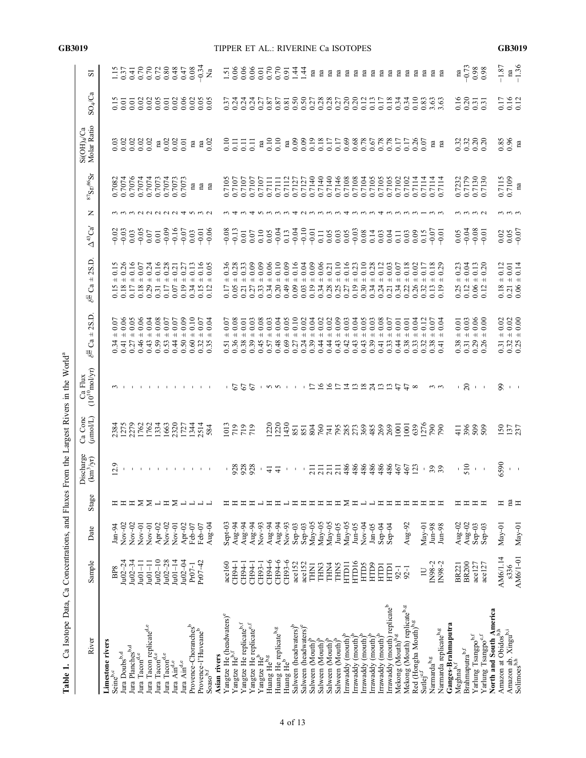**Table 1.** Ca Isotope Data, Ca Concentrations, and Fluxes From the Largest Rivers in the World[a]

| River | Sample | Date | Stage | Discharge ($km^3$/yr) | Ca Conc ($\mu$mol/L) | Ca Flux ($10^{10}$mol/yr) | $\delta^{44}_{42}$Ca ± 2S.D. | $\delta^{44}_{40}$Ca ± 2S.D. | $\Delta^{43}$Ca′ | N | $^{87}Sr/^{86}Sr$ | $Si(OH)_4$/Ca Molar Ratio | $SO_4$/Ca | SI |
|---|---|---|---|---|---|---|---|---|---|---|---|---|---|---|
| **Limestone rivers** | | | | | | | | | | | | | | |
| Seine[b,c] | BP8 | Jan-94 | H | 12.9 | 2384 | 3 | 0.34 ± 0.07 | 0.15 ± 0.15 | −0.02 | 3 | 0.7082 | 0.03 | 0.15 | 1.15 |
| Jura Doubs[b,d] | Ju02-24 | Nov-02 | H | - | 1275 | - | 0.41 ± 0.06 | 0.18 ± 0.26 | −0.03 | 3 | 0.7074 | 0.02 | 0.01 | 0.37 |
| Jura Planches[b,d] | Ju02-34 | Nov-02 | H | - | 2279 | - | 0.27 ± 0.05 | 0.17 ± 0.16 | 0.03 | 3 | 0.7076 | 0.02 | 0.01 | 0.41 |
| Jura Tacon[d,e] | Ju01-11 | Nov-01 | M | - | 1762 | - | 0.46 ± 0.06 | 0.18 ± 0.07 | −0.05 | 2 | 0.7074 | 0.02 | 0.02 | 0.70 |
| Jura Tacon replicate[d,e] | Ju01-11 | Nov-01 | M | - | 1762 | - | 0.43 ± 0.04 | 0.29 ± 0.24 | 0.07 | 2 | 0.7074 | 0.02 | 0.02 | 0.70 |
| Jura Tacon[d,e] | Ju02-10 | Apr-02 | L | - | 1334 | - | 0.59 ± 0.08 | 0.31 ± 0.16 | 0.01 | 2 | 0.7073 | na | 0.05 | 0.72 |
| Jura Tacon[d,e] | Ju02-28 | Nov-02 | H | - | 1663 | - | 0.53 ± 0.07 | 0.17 ± 0.28 | −0.09 | 2 | 0.7074 | 0.02 | 0.01 | 0.80 |
| Jura Ain[d,e] | Ju01-14 | Nov-01 | M | - | 2320 | - | 0.44 ± 0.07 | 0.07 ± 0.21 | −0.16 | 2 | 0.7073 | 0.02 | 0.02 | 0.48 |
| Jura Ain[d,e] | Ju02-04 | Apr-02 | L | - | 1727 | - | 0.50 ± 0.09 | 0.19 ± 0.27 | −0.07 | 4 | 0.7073 | 0.01 | 0.06 | 0.47 |
| Provence-Choranches[b] | Pr07-1 | Feb-07 | L | - | 1344 | - | 0.60 ± 0.10 | 0.34 ± 0.13 | 0.03 | 5 | na | na | 0.02 | 0.08 |
| Provence-l'Huveane[b] | Pr07-42 | Feb-07 | L | - | 2514 | - | 0.32 ± 0.07 | 0.15 ± 0.16 | −0.01 | 3 | na | na | 0.05 | −0.34 |
| Soaso[b,f] | | Aug-04 | L | - | 584 | - | 0.35 ± 0.04 | 0.12 ± 0.05 | −0.06 | 2 | na | 0.02 | 0.05 | Na |
| **Asian rivers** | | | | | | | | | | | | | | |
| Yangtze He (headwaters)[e] | ace160 | Sept-03 | H | - | 1013 | - | 0.51 ± 0.07 | 0.17 ± 0.36 | −0.08 | 3 | 0.7105 | 0.10 | 0.37 | 1.51 |
| Yangtze He[b,f] | CH94-1 | Aug-94 | H | 928 | 719 | 67 | 0.36 ± 0.08 | 0.05 ± 0.28 | −0.13 | 4 | 0.7107 | 0.11 | 0.24 | 0.06 |
| Yangtze He replicate[b,f] | CH94-1 | Aug-94 | H | 928 | 719 | 67 | 0.38 ± 0.01 | 0.21 ± 0.33 | 0.01 | 3 | 0.7107 | 0.11 | 0.24 | 0.06 |
| Yangtze He replicate[e,f] | CH94-1 | Aug-94 | H | 928 | 719 | 67 | 0.39 ± 0.03 | 0.27 ± 0.09 | 0.07 | 4 | 0.7107 | 0.11 | 0.24 | 0.06 |
| Yangtze He[b] | CH93-1 | Nov-93 | L | - | - | - | 0.45 ± 0.08 | 0.33 ± 0.09 | 0.10 | 5 | 0.7107 | na | 0.27 | 0.01 |
| Huang He[b,g] | CH94-6 | Aug-94 | H | 41 | 1220 | 5 | 0.57 ± 0.03 | 0.34 ± 0.06 | 0.05 | 3 | 0.7111 | 0.10 | 0.87 | 0.70 |
| Huang He replicate[b,g] | CH94-6 | Aug-94 | H | 41 | 1220 | 5 | 0.48 ± 0.04 | 0.20 ± 0.10 | −0.04 | 3 | 0.7111 | 0.10 | 0.87 | 0.70 |
| Huang He[b] | CH93-6 | Nov-93 | L | - | 1430 | - | 0.69 ± 0.05 | 0.49 ± 0.09 | 0.13 | 3 | 0.7112 | na | 0.81 | 0.91 |
| Salween (headwaters)[b] | ace152 | Sep-03 | H | - | 851 | - | 0.27 ± 0.10 | 0.09 ± 0.16 | −0.04 | 4 | 0.7127 | 0.09 | 0.50 | 1.44 |
| Salween (headwaters)[e] | ace152 | Sep-03 | H | - | 851 | - | 0.24 ± 0.02 | 0.03 ± 0.04 | −0.10 | 2 | 0.7127 | 0.09 | 0.50 | 1.44 |
| Salween (Mouth)[b] | THN1 | May-05 | H | 211 | 804 | 17 | 0.39 ± 0.04 | 0.19 ± 0.09 | −0.01 | 3 | 0.7140 | 0.19 | 0.27 | na |
| Salween (Mouth)[b] | THN3 | May-05 | H | 211 | 760 | 16 | 0.44 ± 0.02 | 0.34 ± 0.06 | 0.11 | 3 | 0.7140 | 0.18 | 0.28 | na |
| Salween (Mouth)[b] | THN4 | May-05 | H | 211 | 741 | 16 | 0.44 ± 0.02 | 0.28 ± 0.21 | 0.05 | 3 | 0.7140 | 0.17 | 0.28 | na |
| Salween (Mouth)[b] | THN5 | Jun-05 | H | 211 | 795 | 17 | 0.43 ± 0.09 | 0.25 ± 0.10 | 0.03 | 3 | 0.7146 | 0.17 | 0.27 | na |
| Irrawaddy (mouth)[b] | HTD11 | May-05 | M | 486 | 285 | 14 | 0.42 ± 0.03 | 0.27 ± 0.16 | 0.05 | 4 | 0.7108 | 0.69 | 0.20 | na |
| Irrawaddy (mouth)[b] | HTD16 | Jun-05 | H | 486 | 273 | 13 | 0.43 ± 0.04 | 0.19 ± 0.23 | −0.03 | 3 | 0.7108 | 0.68 | 0.20 | na |
| Irrawaddy (mouth)[b] | HTD5 | Nov-04 | L | 486 | 369 | 18 | 0.43 ± 0.05 | 0.30 ± 0.10 | 0.08 | 3 | 0.7104 | 0.78 | 0.12 | na |
| Irrawaddy (mouth)[b] | HTD9 | Jan-05 | L | 486 | 485 | 24 | 0.39 ± 0.03 | 0.34 ± 0.28 | 0.14 | 3 | 0.7105 | 0.67 | 0.13 | na |
| Irrawaddy (mouth)[b] | HTD1 | Sep-04 | H | 486 | 269 | 13 | 0.41 ± 0.08 | 0.24 ± 0.12 | 0.03 | 4 | 0.7105 | 0.78 | 0.17 | na |
| Irrawaddy (mouth) replicate[b] | HTD1 | Sep-04 | H | 486 | 269 | 13 | 0.33 ± 0.07 | 0.21 ± 0.03 | 0.04 | 3 | 0.7105 | 0.78 | 0.18 | na |
| Mekong (Mouth)[b,g] | 92-1 | | H | 467 | 1001 | 47 | 0.44 ± 0.01 | 0.34 ± 0.07 | 0.11 | 3 | 0.7102 | 0.17 | 0.34 | na |
| Mekong (Mouth) replicate[b,g] | 92-1 | Aug-92 | H | 467 | 1001 | 47 | 0.38 ± 0.01 | 0.22 ± 0.18 | 0.03 | 3 | 0.7102 | 0.17 | 0.34 | na |
| Red (Hongha Mouth)[b,g] | | | H | 123 | 639 | 8 | 0.33 ± 0.04 | 0.26 ± 0.02 | 0.09 | 3 | 0.7114 | 0.26 | 0.10 | na |
| Sutlej[e,f] | IU | May-01 | H | - | 1276 | - | 0.32 ± 0.12 | 0.32 ± 0.17 | 0.15 | 1 | 0.7114 | 0.07 | 0.83 | na |
| Narmarda[b,g] | IN98-2 | Jun-98 | H | 39 | 790 | 3 | 0.38 ± 0.07 | 0.13 ± 0.18 | −0.07 | 3 | 0.7114 | na | 3.63 | na |
| Narmarda replicate[b,g] | IN98-2 | Jun-98 | H | 39 | 790 | 3 | 0.41 ± 0.04 | 0.19 ± 0.29 | −0.01 | 3 | 0.7114 | na | 3.63 | na |
| **Ganges-Brahmaputra** | | | | | | | | | | | | | | |
| Meghna[b,f] | BR221 | Aug-02 | H | - | 411 | - | 0.38 ± 0.01 | 0.25 ± 0.23 | 0.05 | 3 | 0.7232 | 0.32 | 0.16 | na |
| Brahmaputra[b,f] | BR200 | Aug-02 | H | 510 | 396 | 20 | 0.31 ± 0.03 | 0.12 ± 0.04 | −0.04 | 3 | 0.7179 | 0.32 | 0.20 | −0.73 |
| Yarlung Tsangpo[b,f] | ace127 | Sep-03 | H | - | 509 | - | 0.29 ± 0.06 | 0.06 ± 0.13 | −0.08 | 3 | 0.7130 | 0.20 | 0.31 | 0.98 |
| Yarlung Tsangpo[e,f] | ace127 | Sep-03 | H | - | 509 | - | 0.26 ± 0.00 | 0.12 ± 0.20 | −0.01 | 2 | 0.7130 | 0.20 | 0.31 | 0.98 |
| **North and South America** | | | | | | | | | | | | | | |
| Amazon at Obidos[b,h] | AM6/1.14 | May-01 | H | 6590 | 150 | 99 | 0.31 ± 0.02 | 0.18 ± 0.12 | 0.02 | 3 | 0.7115 | 0.85 | 0.17 | −1.87 |
| Amazon ab. Xingu[b,i] | s336 | | na | - | 137 | - | 0.32 ± 0.02 | 0.21 ± 0.01 | 0.05 | 3 | 0.7109 | 0.96 | 0.16 | na |
| Solimoes[b,h] | AM6/1-01 | May-01 | H | - | 237 | - | 0.25 ± 0.00 | 0.06 ± 0.14 | −0.07 | 3 | na | na | 0.12 | −1.36 |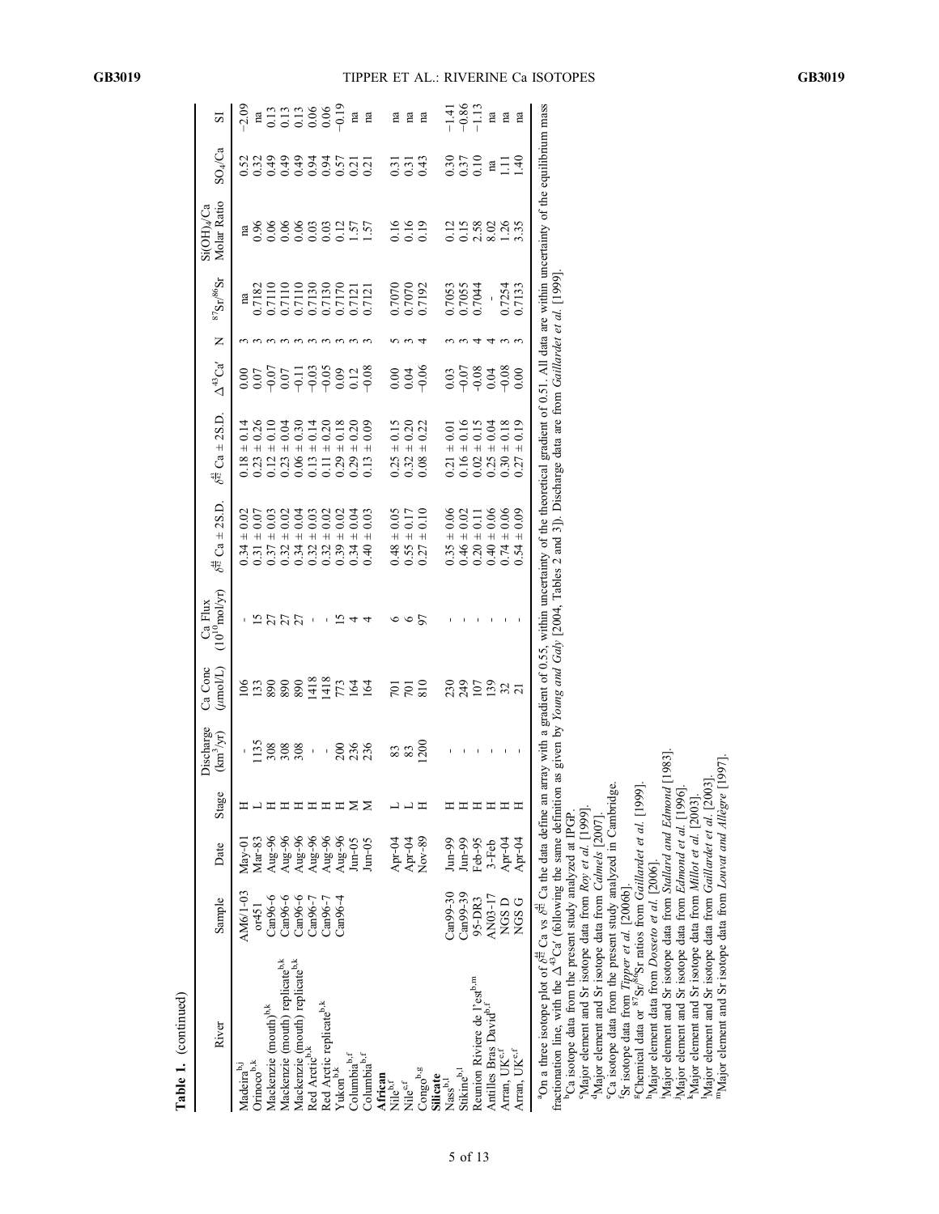**Table 1.** (continued)

| River | Sample | Date | Stage | Discharge (km$^3$/yr) | Ca Conc (μmol/L) | Ca Flux ($10^{10}$mol/yr) | $\delta^{44}_{42}$Ca ± 2S.D. | $\delta^{43}_{42}$Ca ± 2S.D. | $\Delta^{43}$Ca' | N | $^{87}$Sr/$^{86}$Sr | Si(OH)$_4$/Ca Molar Ratio | SO$_4$/Ca | SI |
|---|---|---|---|---|---|---|---|---|---|---|---|---|---|---|
| Madeira[b,j] | AM6/1-03 | May-01 | H | - | 106 | - | 0.34 ± 0.02 | 0.18 ± 0.14 | 0.00 | 3 | na | na | 0.52 | −2.09 |
| Orinoco[b,k] | or451 | Mar-83 | L | 1135 | 133 | 15 | 0.31 ± 0.07 | 0.23 ± 0.26 | 0.07 | 3 | 0.7182 | 0.96 | 0.32 | na |
| Mackenzie (mouth)[b,k] | Can96-6 | Aug-96 | H | 308 | 890 | 27 | 0.37 ± 0.03 | 0.12 ± 0.10 | −0.07 | 3 | 0.7110 | 0.06 | 0.49 | 0.13 |
| Mackenzie (mouth) replicate[b,k] | Can96-6 | Aug-96 | H | 308 | 890 | 27 | 0.32 ± 0.02 | 0.23 ± 0.04 | 0.07 | 3 | 0.7110 | 0.06 | 0.49 | 0.13 |
| Mackenzie (mouth) replicate[b,k] | Can96-6 | Aug-96 | H | 308 | 890 | 27 | 0.34 ± 0.04 | 0.06 ± 0.30 | −0.11 | 3 | 0.7110 | 0.06 | 0.49 | 0.13 |
| Red Arctic[b,k] | Can96-7 | Aug-96 | H | - | 1418 | - | 0.32 ± 0.03 | 0.13 ± 0.14 | −0.03 | 3 | 0.7130 | 0.03 | 0.94 | 0.06 |
| Red Arctic replicate[b,k] | Can96-7 | Aug-96 | H | - | 1418 | - | 0.32 ± 0.02 | 0.11 ± 0.20 | −0.05 | 3 | 0.7130 | 0.03 | 0.94 | 0.06 |
| Yukon[b,k] | Can96-4 | Aug-96 | H | 200 | 773 | 15 | 0.39 ± 0.02 | 0.29 ± 0.18 | 0.09 | 3 | 0.7170 | 0.12 | 0.57 | −0.19 |
| Columbia[b,f] | | Jun-05 | M | 236 | 164 | 4 | 0.34 ± 0.04 | 0.29 ± 0.20 | 0.12 | 3 | 0.7121 | 1.57 | 0.21 | na |
| Columbia[b,f] | | Jun-05 | M | 236 | 164 | 4 | 0.40 ± 0.03 | 0.13 ± 0.09 | −0.08 | 3 | 0.7121 | 1.57 | 0.21 | na |
| **African** | | | | | | | | | | | | | | |
| Nile[b,f] | | Apr-04 | L | 83 | 701 | 6 | 0.48 ± 0.05 | 0.25 ± 0.15 | 0.00 | 5 | 0.7070 | 0.16 | 0.31 | na |
| Nile[e,f] | | Apr-04 | L | 83 | 701 | 6 | 0.55 ± 0.17 | 0.32 ± 0.20 | 0.04 | 3 | 0.7070 | 0.16 | 0.31 | na |
| Congo[b,g] | | Nov-89 | H | 1200 | 810 | 97 | 0.27 ± 0.10 | 0.08 ± 0.22 | −0.06 | 4 | 0.7192 | 0.19 | 0.43 | na |
| **Silicate** | | | | | | | | | | | | | | |
| Nass[b,l] | Can99-30 | Jun-99 | H | - | 230 | - | 0.35 ± 0.06 | 0.21 ± 0.01 | 0.03 | 3 | 0.7053 | 0.12 | 0.30 | −1.41 |
| Stikine[b,l] | Can99-39 | Jun-99 | H | - | 249 | - | 0.46 ± 0.02 | 0.16 ± 0.16 | −0.07 | 3 | 0.7055 | 0.15 | 0.37 | −0.86 |
| Reunion Riviere de l'est[b,m] | 95-DR3 | Feb-95 | H | - | 107 | - | 0.20 ± 0.11 | 0.02 ± 0.15 | −0.08 | 4 | 0.7044 | 2.58 | 0.10 | −1.13 |
| Antilles Bras David[b,f] | AN03-17 | 3-Feb | H | - | 139 | - | 0.40 ± 0.06 | 0.25 ± 0.04 | 0.04 | 4 | - | 8.02 | na | na |
| Arran, UK[e,f] | NGS D | Apr-04 | H | - | 32 | - | 0.74 ± 0.06 | 0.30 ± 0.18 | −0.08 | 3 | 0.7254 | 1.26 | 1.11 | na |
| Arran, UK[e,f] | NGS G | Apr-04 | H | - | 21 | - | 0.54 ± 0.09 | 0.27 ± 0.19 | 0.00 | 3 | 0.7133 | 3.35 | 1.40 | na |

[a]On a three isotope plot of $\delta^{43}_{42}$Ca vs $\delta^{44}_{42}$Ca the data define an array with a gradient of 0.55, within uncertainty of the theoretical gradient of 0.51. All data are within uncertainty of the equilibrium mass fractionation line, with the $\Delta^{43}$Ca' (following the same definition as given by *Young and Galy* [2004, Tables 2 and 3]). Discharge data are from *Gaillardet et al.* [1999].

[b]Ca isotope data from the present study analyzed at IPGP.

[c]Major element and Sr isotope data from *Roy et al.* [1999].

[d]Major element and Sr isotope data from *Calmels* [2007].

[e]Ca isotope data from the present study analyzed in Cambridge.

[f]Sr isotope data from *Tipper et al.* [2006b].

[g]Chemical data or $^{87}$Sr/$^{86}$Sr ratios from *Gaillardet et al.* [1999].

[h]Major element data from *Dosseto et al.* [2006].

[i]Major element and Sr isotope data from *Stallard and Edmond* [1983].

[j]Major element and Sr isotope data from *Edmond et al.* [1996].

[k]Major element and Sr isotope data from *Millot et al.* [2003].

[l]Major element and Sr isotope data from *Gaillardet et al.* [2003].

[m]Major element and Sr isotope data from *Louvat and Allègre* [1997].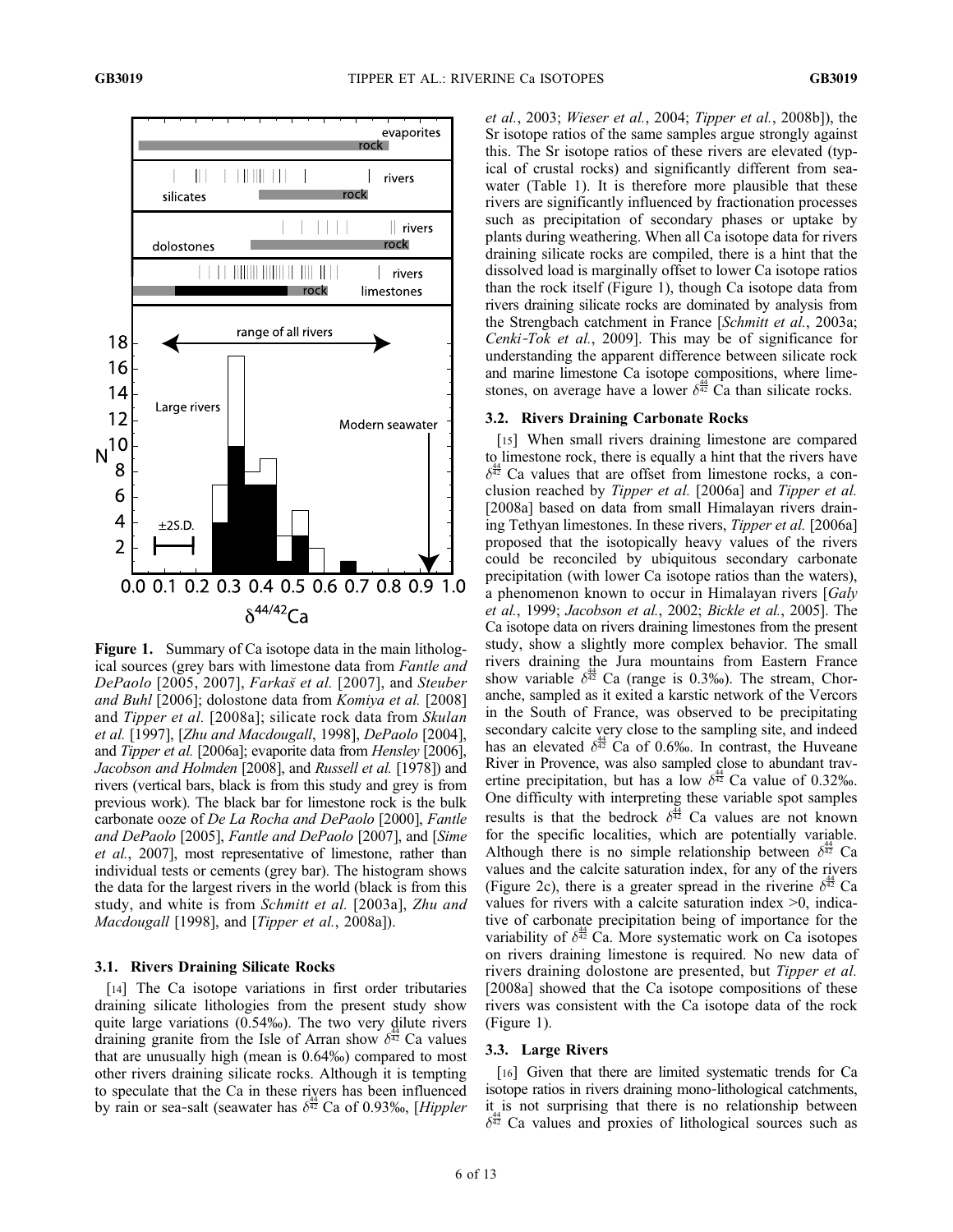**Figure 1.** Summary of Ca isotope data in the main lithological sources (grey bars with limestone data from *Fantle and DePaolo* [2005, 2007], *Farkaš et al.* [2007], and *Steuber and Buhl* [2006]; dolostone data from *Komiya et al.* [2008] and *Tipper et al.* [2008a]; silicate rock data from *Skulan et al.* [1997], [*Zhu and Macdougall*, 1998], *DePaolo* [2004], and *Tipper et al.* [2006a]; evaporite data from *Hensley* [2006], *Jacobson and Holmden* [2008], and *Russell et al.* [1978]) and rivers (vertical bars, black is from this study and grey is from previous work). The black bar for limestone rock is the bulk carbonate ooze of *De La Rocha and DePaolo* [2000], *Fantle and DePaolo* [2005], *Fantle and DePaolo* [2007], and [*Sime et al.*, 2007], most representative of limestone, rather than individual tests or cements (grey bar). The histogram shows the data for the largest rivers in the world (black is from this study, and white is from *Schmitt et al.* [2003a], *Zhu and Macdougall* [1998], and [*Tipper et al.*, 2008a]).

### 3.1. Rivers Draining Silicate Rocks

[14] The Ca isotope variations in first order tributaries draining silicate lithologies from the present study show quite large variations (0.54‰). The two very dilute rivers draining granite from the Isle of Arran show $\delta^{44}_{42}$Ca values that are unusually high (mean is 0.64‰) compared to most other rivers draining silicate rocks. Although it is tempting to speculate that the Ca in these rivers has been influenced by rain or sea-salt (seawater has $\delta^{44}_{42}$Ca of 0.93‰, [*Hippler et al.*, 2003; *Wieser et al.*, 2004; *Tipper et al.*, 2008b]), the Sr isotope ratios of the same samples argue strongly against this. The Sr isotope ratios of these rivers are elevated (typical of crustal rocks) and significantly different from seawater (Table 1). It is therefore more plausible that these rivers are significantly influenced by fractionation processes such as precipitation of secondary phases or uptake by plants during weathering. When all Ca isotope data for rivers draining silicate rocks are compiled, there is a hint that the dissolved load is marginally offset to lower Ca isotope ratios than the rock itself (Figure 1), though Ca isotope data from rivers draining silicate rocks are dominated by analysis from the Strengbach catchment in France [*Schmitt et al.*, 2003a; *Cenki-Tok et al.*, 2009]. This may be of significance for understanding the apparent difference between silicate rock and marine limestone Ca isotope compositions, where limestones, on average have a lower $\delta^{44}_{42}$Ca than silicate rocks.

### 3.2. Rivers Draining Carbonate Rocks

[15] When small rivers draining limestone are compared to limestone rock, there is equally a hint that the rivers have $\delta^{44}_{42}$Ca values that are offset from limestone rocks, a conclusion reached by *Tipper et al.* [2006a] and *Tipper et al.* [2008a] based on data from small Himalayan rivers draining Tethyan limestones. In these rivers, *Tipper et al.* [2006a] proposed that the isotopically heavy values of the rivers could be reconciled by ubiquitous secondary carbonate precipitation (with lower Ca isotope ratios than the waters), a phenomenon known to occur in Himalayan rivers [*Galy et al.*, 1999; *Jacobson et al.*, 2002; *Bickle et al.*, 2005]. The Ca isotope data on rivers draining limestones from the present study, show a slightly more complex behavior. The small rivers draining the Jura mountains from Eastern France show variable $\delta^{44}_{42}$Ca (range is 0.3‰). The stream, Choranche, sampled as it exited a karstic network of the Vercors in the South of France, was observed to be precipitating secondary calcite very close to the sampling site, and indeed has an elevated $\delta^{44}_{42}$Ca of 0.6‰. In contrast, the Huveane River in Provence, was also sampled close to abundant travertine precipitation, but has a low $\delta^{44}_{42}$Ca value of 0.32‰. One difficulty with interpreting these variable spot samples results is that the bedrock $\delta^{44}_{42}$Ca values are not known for the specific localities, which are potentially variable. Although there is no simple relationship between $\delta^{44}_{42}$Ca values and the calcite saturation index, for any of the rivers (Figure 2c), there is a greater spread in the riverine $\delta^{44}_{42}$Ca values for rivers with a calcite saturation index >0, indicative of carbonate precipitation being of importance for the variability of $\delta^{44}_{42}$Ca. More systematic work on Ca isotopes on rivers draining limestone is required. No new data of rivers draining dolostone are presented, but *Tipper et al.* [2008a] showed that the Ca isotope compositions of these rivers was consistent with the Ca isotope data of the rock (Figure 1).

### 3.3. Large Rivers

[16] Given that there are limited systematic trends for Ca isotope ratios in rivers draining mono-lithological catchments, it is not surprising that there is no relationship between $\delta^{44}_{42}$Ca values and proxies of lithological sources such as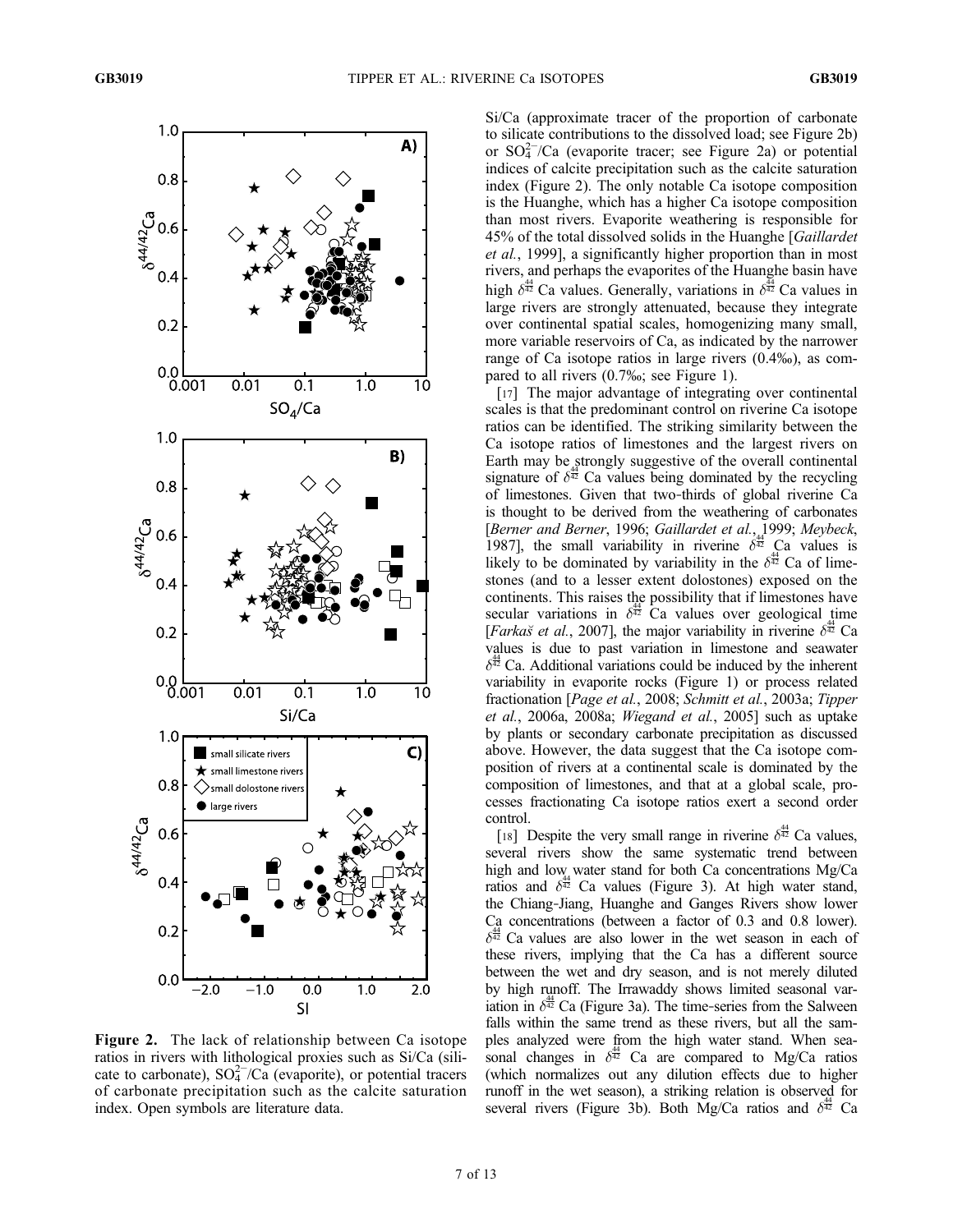Figure 2. The lack of relationship between Ca isotope ratios in rivers with lithological proxies such as Si/Ca (silicate to carbonate), $SO_4^{2-}$/Ca (evaporite), or potential tracers of carbonate precipitation such as the calcite saturation index. Open symbols are literature data.

Si/Ca (approximate tracer of the proportion of carbonate to silicate contributions to the dissolved load; see Figure 2b) or $SO_4^{2-}$/Ca (evaporite tracer; see Figure 2a) or potential indices of calcite precipitation such as the calcite saturation index (Figure 2). The only notable Ca isotope composition is the Huanghe, which has a higher Ca isotope composition than most rivers. Evaporite weathering is responsible for 45% of the total dissolved solids in the Huanghe [*Gaillardet et al.*, 1999], a significantly higher proportion than in most rivers, and perhaps the evaporites of the Huanghe basin have high $\delta^{44}_{42}$Ca values. Generally, variations in $\delta^{44}_{42}$Ca values in large rivers are strongly attenuated, because they integrate over continental spatial scales, homogenizing many small, more variable reservoirs of Ca, as indicated by the narrower range of Ca isotope ratios in large rivers (0.4‰), as compared to all rivers (0.7‰; see Figure 1).

[17] The major advantage of integrating over continental scales is that the predominant control on riverine Ca isotope ratios can be identified. The striking similarity between the Ca isotope ratios of limestones and the largest rivers on Earth may be strongly suggestive of the overall continental signature of $\delta^{44}_{42}$Ca values being dominated by the recycling of limestones. Given that two-thirds of global riverine Ca is thought to be derived from the weathering of carbonates [*Berner and Berner*, 1996; *Gaillardet et al.*, 1999; *Meybeck*, 1987], the small variability in riverine $\delta^{44}_{42}$Ca values is likely to be dominated by variability in the $\delta^{44}_{42}$Ca of limestones (and to a lesser extent dolostones) exposed on the continents. This raises the possibility that if limestones have secular variations in $\delta^{44}_{42}$Ca values over geological time [*Farkaš et al.*, 2007], the major variability in riverine $\delta^{44}_{42}$Ca values is due to past variation in limestone and seawater $\delta^{44}_{42}$Ca. Additional variations could be induced by the inherent variability in evaporite rocks (Figure 1) or process related fractionation [*Page et al.*, 2008; *Schmitt et al.*, 2003a; *Tipper et al.*, 2006a, 2008a; *Wiegand et al.*, 2005] such as uptake by plants or secondary carbonate precipitation as discussed above. However, the data suggest that the Ca isotope composition of rivers at a continental scale is dominated by the composition of limestones, and that at a global scale, processes fractionating Ca isotope ratios exert a second order control.

[18] Despite the very small range in riverine $\delta^{44}_{42}$Ca values, several rivers show the same systematic trend between high and low water stand for both Ca concentrations Mg/Ca ratios and $\delta^{44}_{42}$Ca values (Figure 3). At high water stand, the Chiang-Jiang, Huanghe and Ganges Rivers show lower Ca concentrations (between a factor of 0.3 and 0.8 lower). $\delta^{44}_{42}$Ca values are also lower in the wet season in each of these rivers, implying that the Ca has a different source between the wet and dry season, and is not merely diluted by high runoff. The Irrawaddy shows limited seasonal variation in $\delta^{44}_{42}$Ca (Figure 3a). The time-series from the Salween falls within the same trend as these rivers, but all the samples analyzed were from the high water stand. When seasonal changes in $\delta^{44}_{42}$Ca are compared to Mg/Ca ratios (which normalizes out any dilution effects due to higher runoff in the wet season), a striking relation is observed for several rivers (Figure 3b). Both Mg/Ca ratios and $\delta^{44}_{42}$Ca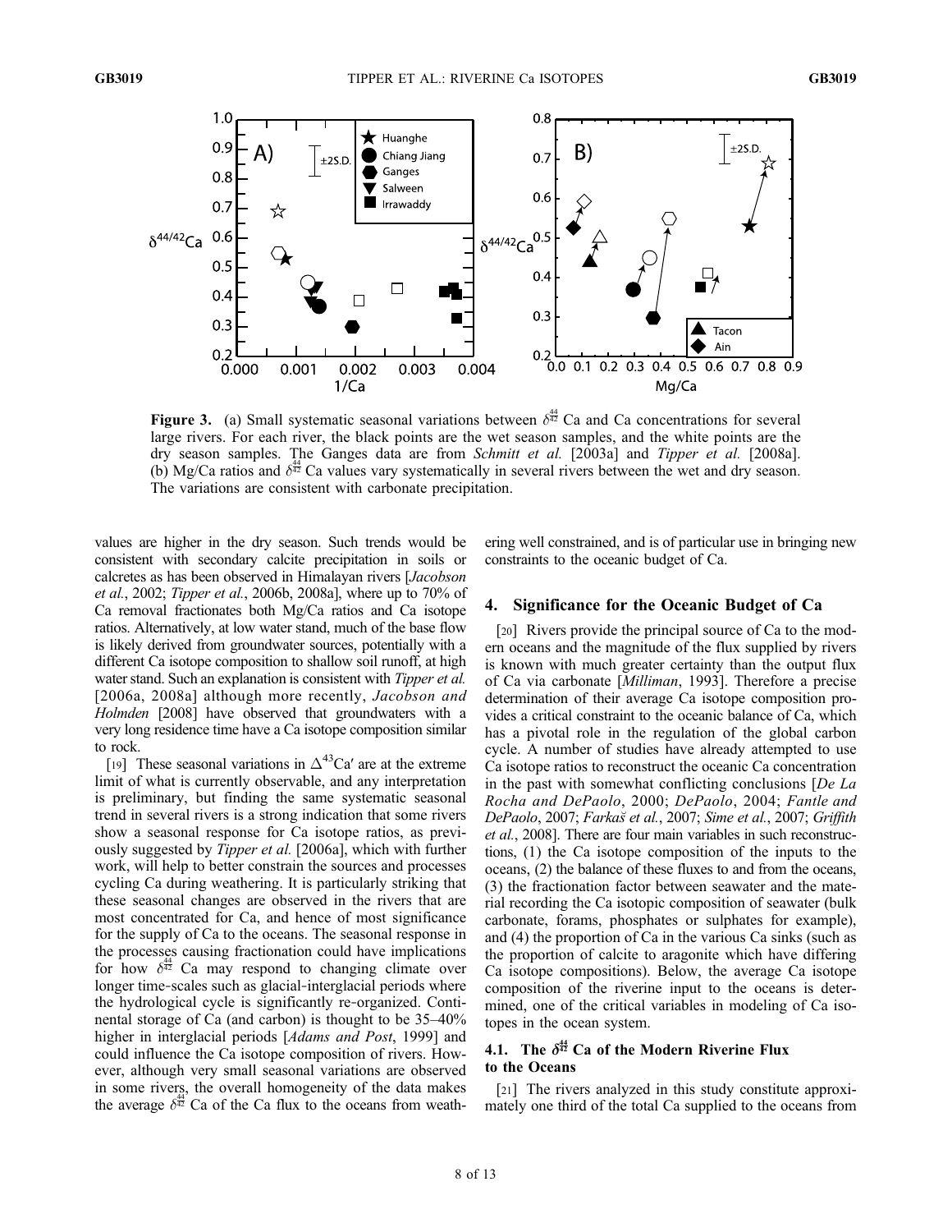**Figure 3.** (a) Small systematic seasonal variations between $\delta^{44}_{42}$ Ca and Ca concentrations for several large rivers. For each river, the black points are the wet season samples, and the white points are the dry season samples. The Ganges data are from *Schmitt et al.* [2003a] and *Tipper et al.* [2008a]. (b) Mg/Ca ratios and $\delta^{44}_{42}$ Ca values vary systematically in several rivers between the wet and dry season. The variations are consistent with carbonate precipitation.

values are higher in the dry season. Such trends would be consistent with secondary calcite precipitation in soils or calcretes as has been observed in Himalayan rivers [*Jacobson et al.*, 2002; *Tipper et al.*, 2006b, 2008a], where up to 70% of Ca removal fractionates both Mg/Ca ratios and Ca isotope ratios. Alternatively, at low water stand, much of the base flow is likely derived from groundwater sources, potentially with a different Ca isotope composition to shallow soil runoff, at high water stand. Such an explanation is consistent with *Tipper et al.* [2006a, 2008a] although more recently, *Jacobson and Holmden* [2008] have observed that groundwaters with a very long residence time have a Ca isotope composition similar to rock.

[19] These seasonal variations in $\Delta^{43}$Ca′ are at the extreme limit of what is currently observable, and any interpretation is preliminary, but finding the same systematic seasonal trend in several rivers is a strong indication that some rivers show a seasonal response for Ca isotope ratios, as previously suggested by *Tipper et al.* [2006a], which with further work, will help to better constrain the sources and processes cycling Ca during weathering. It is particularly striking that these seasonal changes are observed in the rivers that are most concentrated for Ca, and hence of most significance for the supply of Ca to the oceans. The seasonal response in the processes causing fractionation could have implications for how $\delta^{44}_{42}$ Ca may respond to changing climate over longer time-scales such as glacial-interglacial periods where the hydrological cycle is significantly re-organized. Continental storage of Ca (and carbon) is thought to be 35–40% higher in interglacial periods [*Adams and Post*, 1999] and could influence the Ca isotope composition of rivers. However, although very small seasonal variations are observed in some rivers, the overall homogeneity of the data makes the average $\delta^{44}_{42}$ Ca of the Ca flux to the oceans from weathering well constrained, and is of particular use in bringing new constraints to the oceanic budget of Ca.

## 4. Significance for the Oceanic Budget of Ca

[20] Rivers provide the principal source of Ca to the modern oceans and the magnitude of the flux supplied by rivers is known with much greater certainty than the output flux of Ca via carbonate [*Milliman*, 1993]. Therefore a precise determination of their average Ca isotope composition provides a critical constraint to the oceanic balance of Ca, which has a pivotal role in the regulation of the global carbon cycle. A number of studies have already attempted to use Ca isotope ratios to reconstruct the oceanic Ca concentration in the past with somewhat conflicting conclusions [*De La Rocha and DePaolo*, 2000; *DePaolo*, 2004; *Fantle and DePaolo*, 2007; *Farkaš et al.*, 2007; *Sime et al.*, 2007; *Griffith et al.*, 2008]. There are four main variables in such reconstructions, (1) the Ca isotope composition of the inputs to the oceans, (2) the balance of these fluxes to and from the oceans, (3) the fractionation factor between seawater and the material recording the Ca isotopic composition of seawater (bulk carbonate, forams, phosphates or sulphates for example), and (4) the proportion of Ca in the various Ca sinks (such as the proportion of calcite to aragonite which have differing Ca isotope compositions). Below, the average Ca isotope composition of the riverine input to the oceans is determined, one of the critical variables in modeling of Ca isotopes in the ocean system.

### 4.1. The $\delta^{44}_{42}$ Ca of the Modern Riverine Flux to the Oceans

[21] The rivers analyzed in this study constitute approximately one third of the total Ca supplied to the oceans from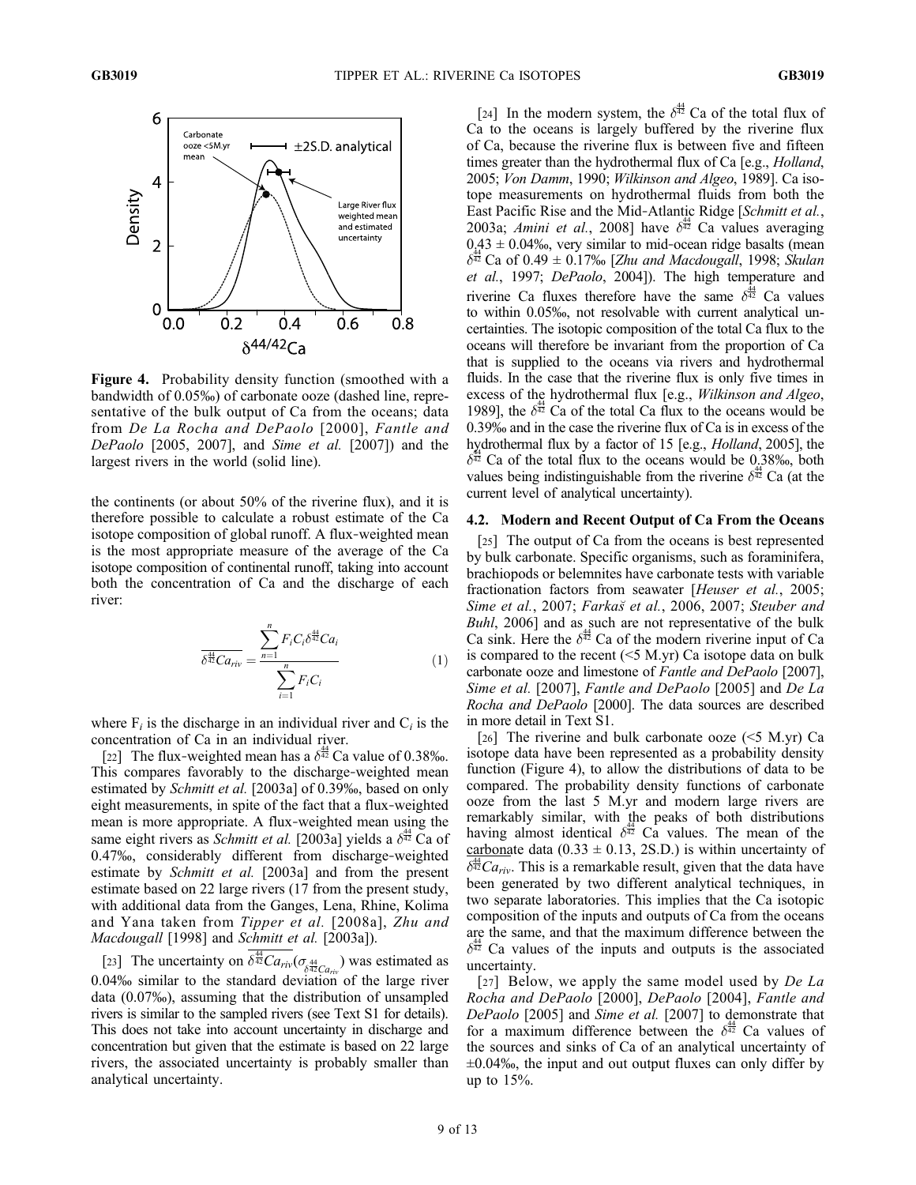**Figure 4.** Probability density function (smoothed with a bandwidth of 0.05‰) of carbonate ooze (dashed line, representative of the bulk output of Ca from the oceans; data from *De La Rocha and DePaolo* [2000], *Fantle and DePaolo* [2005, 2007], and *Sime et al.* [2007]) and the largest rivers in the world (solid line).

the continents (or about 50% of the riverine flux), and it is therefore possible to calculate a robust estimate of the Ca isotope composition of global runoff. A flux-weighted mean is the most appropriate measure of the average of the Ca isotope composition of continental runoff, taking into account both the concentration of Ca and the discharge of each river:

$$\overline{\delta^{\frac{44}{42}}Ca_{riv}} = \frac{\sum_{n=1}^{n} F_i C_i \delta^{\frac{44}{42}}Ca_i}{\sum_{i=1}^{n} F_i C_i} \tag{1}$$

where $F_i$ is the discharge in an individual river and $C_i$ is the concentration of Ca in an individual river.

[22] The flux-weighted mean has a $\delta^{\frac{44}{42}}$Ca value of 0.38‰. This compares favorably to the discharge-weighted mean estimated by *Schmitt et al.* [2003a] of 0.39‰, based on only eight measurements, in spite of the fact that a flux-weighted mean is more appropriate. A flux-weighted mean using the same eight rivers as *Schmitt et al.* [2003a] yields a $\delta^{\frac{44}{42}}$Ca of 0.47‰, considerably different from discharge-weighted estimate by *Schmitt et al.* [2003a] and from the present estimate based on 22 large rivers (17 from the present study, with additional data from the Ganges, Lena, Rhine, Kolima and Yana taken from *Tipper et al.* [2008a], *Zhu and Macdougall* [1998] and *Schmitt et al.* [2003a]).

[23] The uncertainty on $\overline{\delta^{\frac{44}{42}}Ca_{riv}}(\sigma_{\overline{\delta^{\frac{44}{42}}Ca_{riv}}})$ was estimated as 0.04‰ similar to the standard deviation of the large river data (0.07‰), assuming that the distribution of unsampled rivers is similar to the sampled rivers (see Text S1 for details). This does not take into account uncertainty in discharge and concentration but given that the estimate is based on 22 large rivers, the associated uncertainty is probably smaller than analytical uncertainty.

[24] In the modern system, the $\delta^{\frac{44}{42}}$Ca of the total flux of Ca to the oceans is largely buffered by the riverine flux of Ca, because the riverine flux is between five and fifteen times greater than the hydrothermal flux of Ca [e.g., *Holland*, 2005; *Von Damm*, 1990; *Wilkinson and Algeo*, 1989]. Ca isotope measurements on hydrothermal fluids from both the East Pacific Rise and the Mid-Atlantic Ridge [*Schmitt et al.*, 2003a; *Amini et al.*, 2008] have $\delta^{\frac{44}{42}}$Ca values averaging 0.43 ± 0.04‰, very similar to mid-ocean ridge basalts (mean $\delta^{\frac{44}{42}}$Ca of 0.49 ± 0.17‰ [*Zhu and Macdougall*, 1998; *Skulan et al.*, 1997; *DePaolo*, 2004]). The high temperature and riverine Ca fluxes therefore have the same $\delta^{\frac{44}{42}}$Ca values to within 0.05‰, not resolvable with current analytical uncertainties. The isotopic composition of the total Ca flux to the oceans will therefore be invariant from the proportion of Ca that is supplied to the oceans via rivers and hydrothermal fluids. In the case that the riverine flux is only five times in excess of the hydrothermal flux [e.g., *Wilkinson and Algeo*, 1989], the $\delta^{\frac{44}{42}}$Ca of the total Ca flux to the oceans would be 0.39‰ and in the case the riverine flux of Ca is in excess of the hydrothermal flux by a factor of 15 [e.g., *Holland*, 2005], the $\delta^{\frac{44}{42}}$Ca of the total flux to the oceans would be 0.38‰, both values being indistinguishable from the riverine $\delta^{\frac{44}{42}}$Ca (at the current level of analytical uncertainty).

### 4.2. Modern and Recent Output of Ca From the Oceans

[25] The output of Ca from the oceans is best represented by bulk carbonate. Specific organisms, such as foraminifera, brachiopods or belemnites have carbonate tests with variable fractionation factors from seawater [*Heuser et al.*, 2005; *Sime et al.*, 2007; *Farkaš et al.*, 2006, 2007; *Steuber and Buhl*, 2006] and as such are not representative of the bulk Ca sink. Here the $\delta^{\frac{44}{42}}$Ca of the modern riverine input of Ca is compared to the recent (<5 M.yr) Ca isotope data on bulk carbonate ooze and limestone of *Fantle and DePaolo* [2007], *Sime et al.* [2007], *Fantle and DePaolo* [2005] and *De La Rocha and DePaolo* [2000]. The data sources are described in more detail in Text S1.

[26] The riverine and bulk carbonate ooze (<5 M.yr) Ca isotope data have been represented as a probability density function (Figure 4), to allow the distributions of data to be compared. The probability density functions of carbonate ooze from the last 5 M.yr and modern large rivers are remarkably similar, with the peaks of both distributions having almost identical $\delta^{\frac{44}{42}}$Ca values. The mean of the carbonate data (0.33 ± 0.13, 2S.D.) is within uncertainty of $\overline{\delta^{\frac{44}{42}}Ca_{riv}}$. This is a remarkable result, given that the data have been generated by two different analytical techniques, in two separate laboratories. This implies that the Ca isotopic composition of the inputs and outputs of Ca from the oceans are the same, and that the maximum difference between the $\delta^{\frac{44}{42}}$Ca values of the inputs and outputs is the associated uncertainty.

[27] Below, we apply the same model used by *De La Rocha and DePaolo* [2000], *DePaolo* [2004], *Fantle and DePaolo* [2005] and *Sime et al.* [2007] to demonstrate that for a maximum difference between the $\delta^{\frac{44}{42}}$Ca values of the sources and sinks of Ca of an analytical uncertainty of ±0.04‰, the input and out output fluxes can only differ by up to 15%.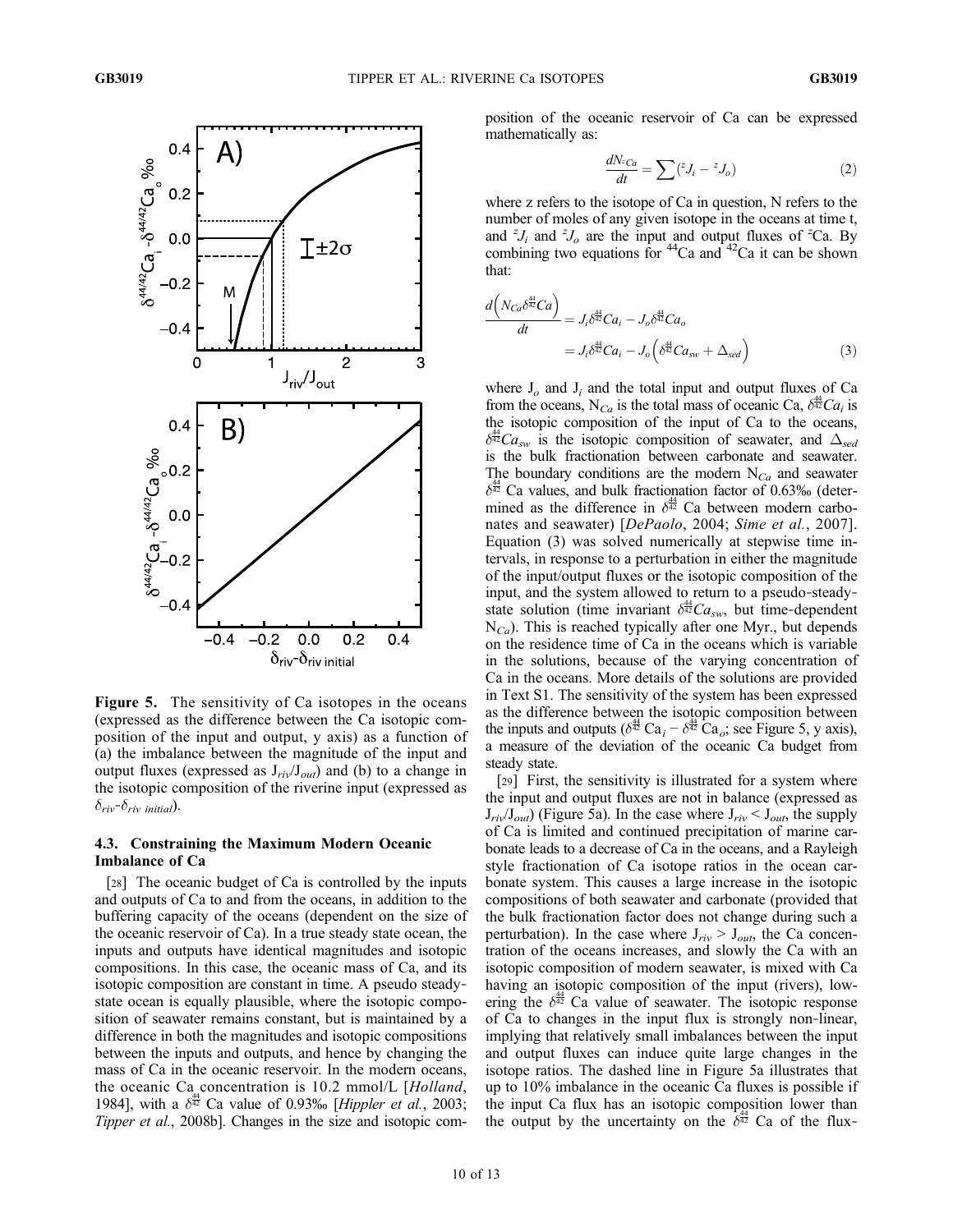**Figure 5.** The sensitivity of Ca isotopes in the oceans (expressed as the difference between the Ca isotopic composition of the input and output, y axis) as a function of (a) the imbalance between the magnitude of the input and output fluxes (expressed as $J_{riv}/J_{out}$) and (b) to a change in the isotopic composition of the riverine input (expressed as $\delta_{riv}$-$\delta_{riv\ initial}$).

### 4.3. Constraining the Maximum Modern Oceanic Imbalance of Ca

[28] The oceanic budget of Ca is controlled by the inputs and outputs of Ca to and from the oceans, in addition to the buffering capacity of the oceans (dependent on the size of the oceanic reservoir of Ca). In a true steady state ocean, the inputs and outputs have identical magnitudes and isotopic compositions. In this case, the oceanic mass of Ca, and its isotopic composition are constant in time. A pseudo steady-state ocean is equally plausible, where the isotopic composition of seawater remains constant, but is maintained by a difference in both the magnitudes and isotopic compositions between the inputs and outputs, and hence by changing the mass of Ca in the oceanic reservoir. In the modern oceans, the oceanic Ca concentration is 10.2 mmol/L [*Holland*, 1984], with a $\delta^{\frac{44}{42}}$ Ca value of 0.93‰ [*Hippler et al.*, 2003; *Tipper et al.*, 2008b]. Changes in the size and isotopic composition of the oceanic reservoir of Ca can be expressed mathematically as:

$$\frac{dN_{^zCa}}{dt} = \sum \left( {^zJ_i} - {^zJ_o} \right) \tag{2}$$

where z refers to the isotope of Ca in question, N refers to the number of moles of any given isotope in the oceans at time t, and ${^zJ_i}$ and ${^zJ_o}$ are the input and output fluxes of $^zCa$. By combining two equations for $^{44}Ca$ and $^{42}Ca$ it can be shown that:

$$\frac{d\left(N_{Ca}\delta^{\frac{44}{42}}Ca\right)}{dt} = J_i\delta^{\frac{44}{42}}Ca_i - J_o\delta^{\frac{44}{42}}Ca_o = J_i\delta^{\frac{44}{42}}Ca_i - J_o\left(\delta^{\frac{44}{42}}Ca_{sw} + \Delta_{sed}\right) \tag{3}$$

where $J_o$ and $J_i$ and the total input and output fluxes of Ca from the oceans, $N_{Ca}$ is the total mass of oceanic Ca, $\delta^{\frac{44}{42}}Ca_i$ is the isotopic composition of the input of Ca to the oceans, $\delta^{\frac{44}{42}}Ca_{sw}$ is the isotopic composition of seawater, and $\Delta_{sed}$ is the bulk fractionation between carbonate and seawater. The boundary conditions are the modern $N_{Ca}$ and seawater $\delta^{\frac{44}{42}}$ Ca values, and bulk fractionation factor of 0.63‰ (determined as the difference in $\delta^{\frac{44}{42}}$ Ca between modern carbonates and seawater) [*DePaolo*, 2004; *Sime et al.*, 2007]. Equation (3) was solved numerically at stepwise time intervals, in response to a perturbation in either the magnitude of the input/output fluxes or the isotopic composition of the input, and the system allowed to return to a pseudo-steady-state solution (time invariant $\delta^{\frac{44}{42}}Ca_{sw}$, but time-dependent $N_{Ca}$). This is reached typically after one Myr., but depends on the residence time of Ca in the oceans which is variable in the solutions, because of the varying concentration of Ca in the oceans. More details of the solutions are provided in Text S1. The sensitivity of the system has been expressed as the difference between the isotopic composition between the inputs and outputs ($\delta^{\frac{44}{42}}$ $Ca_i$ − $\delta^{\frac{44}{42}}$ $Ca_o$; see Figure 5, y axis), a measure of the deviation of the oceanic Ca budget from steady state.

[29] First, the sensitivity is illustrated for a system where the input and output fluxes are not in balance (expressed as $J_{riv}/J_{out}$) (Figure 5a). In the case where $J_{riv} < J_{out}$, the supply of Ca is limited and continued precipitation of marine carbonate leads to a decrease of Ca in the oceans, and a Rayleigh style fractionation of Ca isotope ratios in the ocean carbonate system. This causes a large increase in the isotopic compositions of both seawater and carbonate (provided that the bulk fractionation factor does not change during such a perturbation). In the case where $J_{riv} > J_{out}$, the Ca concentration of the oceans increases, and slowly the Ca with an isotopic composition of modern seawater, is mixed with Ca having an isotopic composition of the input (rivers), lowering the $\delta^{\frac{44}{42}}$ Ca value of seawater. The isotopic response of Ca to changes in the input flux is strongly non-linear, implying that relatively small imbalances between the input and output fluxes can induce quite large changes in the isotope ratios. The dashed line in Figure 5a illustrates that up to 10% imbalance in the oceanic Ca fluxes is possible if the input Ca flux has an isotopic composition lower than the output by the uncertainty on the $\delta^{\frac{44}{42}}$ Ca of the flux-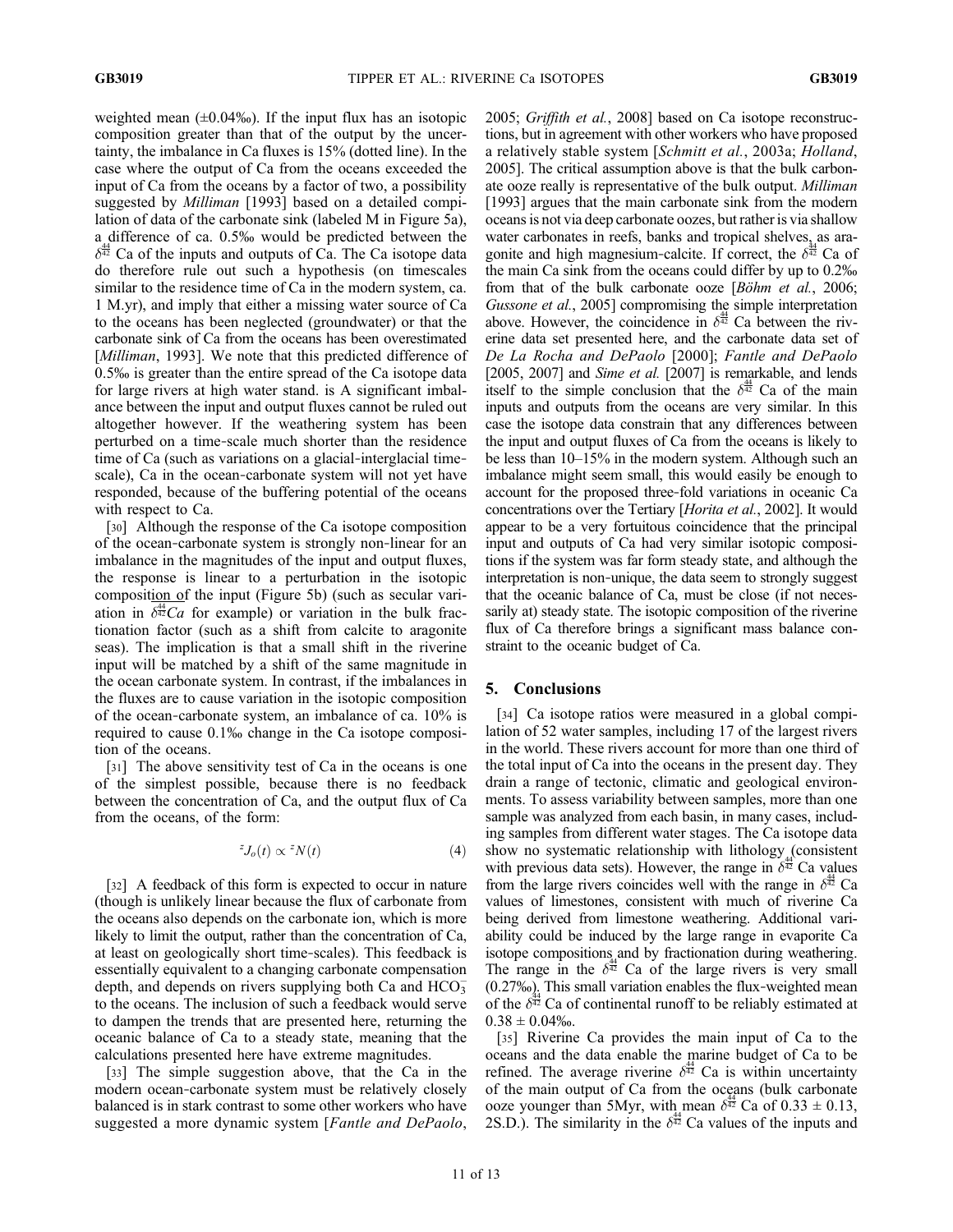weighted mean (±0.04‰). If the input flux has an isotopic composition greater than that of the output by the uncertainty, the imbalance in Ca fluxes is 15% (dotted line). In the case where the output of Ca from the oceans exceeded the input of Ca from the oceans by a factor of two, a possibility suggested by *Milliman* [1993] based on a detailed compilation of data of the carbonate sink (labeled M in Figure 5a), a difference of ca. 0.5‰ would be predicted between the $\delta^{44}_{42}$ Ca of the inputs and outputs of Ca. The Ca isotope data do therefore rule out such a hypothesis (on timescales similar to the residence time of Ca in the modern system, ca. 1 M.yr), and imply that either a missing water source of Ca to the oceans has been neglected (groundwater) or that the carbonate sink of Ca from the oceans has been overestimated [*Milliman*, 1993]. We note that this predicted difference of 0.5‰ is greater than the entire spread of the Ca isotope data for large rivers at high water stand. is A significant imbalance between the input and output fluxes cannot be ruled out altogether however. If the weathering system has been perturbed on a time-scale much shorter than the residence time of Ca (such as variations on a glacial-interglacial timescale), Ca in the ocean-carbonate system will not yet have responded, because of the buffering potential of the oceans with respect to Ca.

[30] Although the response of the Ca isotope composition of the ocean-carbonate system is strongly non-linear for an imbalance in the magnitudes of the input and output fluxes, the response is linear to a perturbation in the isotopic composition of the input (Figure 5b) (such as secular variation in $\overline{\delta^{44}_{42}Ca}$ for example) or variation in the bulk fractionation factor (such as a shift from calcite to aragonite seas). The implication is that a small shift in the riverine input will be matched by a shift of the same magnitude in the ocean carbonate system. In contrast, if the imbalances in the fluxes are to cause variation in the isotopic composition of the ocean-carbonate system, an imbalance of ca. 10% is required to cause 0.1‰ change in the Ca isotope composition of the oceans.

[31] The above sensitivity test of Ca in the oceans is one of the simplest possible, because there is no feedback between the concentration of Ca, and the output flux of Ca from the oceans, of the form:

$$^{z}J_{o}(t) \propto {}^{z}N(t) \tag{4}$$

[32] A feedback of this form is expected to occur in nature (though is unlikely linear because the flux of carbonate from the oceans also depends on the carbonate ion, which is more likely to limit the output, rather than the concentration of Ca, at least on geologically short time-scales). This feedback is essentially equivalent to a changing carbonate compensation depth, and depends on rivers supplying both Ca and $HCO_3^-$ to the oceans. The inclusion of such a feedback would serve to dampen the trends that are presented here, returning the oceanic balance of Ca to a steady state, meaning that the calculations presented here have extreme magnitudes.

[33] The simple suggestion above, that the Ca in the modern ocean-carbonate system must be relatively closely balanced is in stark contrast to some other workers who have suggested a more dynamic system [*Fantle and DePaolo*, 2005; *Griffith et al.*, 2008] based on Ca isotope reconstructions, but in agreement with other workers who have proposed a relatively stable system [*Schmitt et al.*, 2003a; *Holland*, 2005]. The critical assumption above is that the bulk carbonate ooze really is representative of the bulk output. *Milliman* [1993] argues that the main carbonate sink from the modern oceans is not via deep carbonate oozes, but rather is via shallow water carbonates in reefs, banks and tropical shelves, as aragonite and high magnesium-calcite. If correct, the $\delta^{44}_{42}$ Ca of the main Ca sink from the oceans could differ by up to 0.2‰ from that of the bulk carbonate ooze [*Böhm et al.*, 2006; *Gussone et al.*, 2005] compromising the simple interpretation above. However, the coincidence in $\delta^{44}_{42}$ Ca between the riverine data set presented here, and the carbonate data set of *De La Rocha and DePaolo* [2000]; *Fantle and DePaolo* [2005, 2007] and *Sime et al.* [2007] is remarkable, and lends itself to the simple conclusion that the $\delta^{44}_{42}$ Ca of the main inputs and outputs from the oceans are very similar. In this case the isotope data constrain that any differences between the input and output fluxes of Ca from the oceans is likely to be less than 10–15% in the modern system. Although such an imbalance might seem small, this would easily be enough to account for the proposed three-fold variations in oceanic Ca concentrations over the Tertiary [*Horita et al.*, 2002]. It would appear to be a very fortuitous coincidence that the principal input and outputs of Ca had very similar isotopic compositions if the system was far form steady state, and although the interpretation is non-unique, the data seem to strongly suggest that the oceanic balance of Ca, must be close (if not necessarily at) steady state. The isotopic composition of the riverine flux of Ca therefore brings a significant mass balance constraint to the oceanic budget of Ca.

## 5. Conclusions

[34] Ca isotope ratios were measured in a global compilation of 52 water samples, including 17 of the largest rivers in the world. These rivers account for more than one third of the total input of Ca into the oceans in the present day. They drain a range of tectonic, climatic and geological environments. To assess variability between samples, more than one sample was analyzed from each basin, in many cases, including samples from different water stages. The Ca isotope data show no systematic relationship with lithology (consistent with previous data sets). However, the range in $\delta^{44}_{42}$ Ca values from the large rivers coincides well with the range in $\delta^{44}_{42}$ Ca values of limestones, consistent with much of riverine Ca being derived from limestone weathering. Additional variability could be induced by the large range in evaporite Ca isotope compositions and by fractionation during weathering. The range in the $\delta^{44}_{42}$ Ca of the large rivers is very small (0.27‰). This small variation enables the flux-weighted mean of the $\delta^{44}_{42}$ Ca of continental runoff to be reliably estimated at $0.38 \pm 0.04$‰.

[35] Riverine Ca provides the main input of Ca to the oceans and the data enable the marine budget of Ca to be refined. The average riverine $\delta^{44}_{42}$ Ca is within uncertainty of the main output of Ca from the oceans (bulk carbonate ooze younger than 5Myr, with mean $\delta^{44}_{42}$ Ca of $0.33 \pm 0.13$, 2S.D.). The similarity in the $\delta^{44}_{42}$ Ca values of the inputs and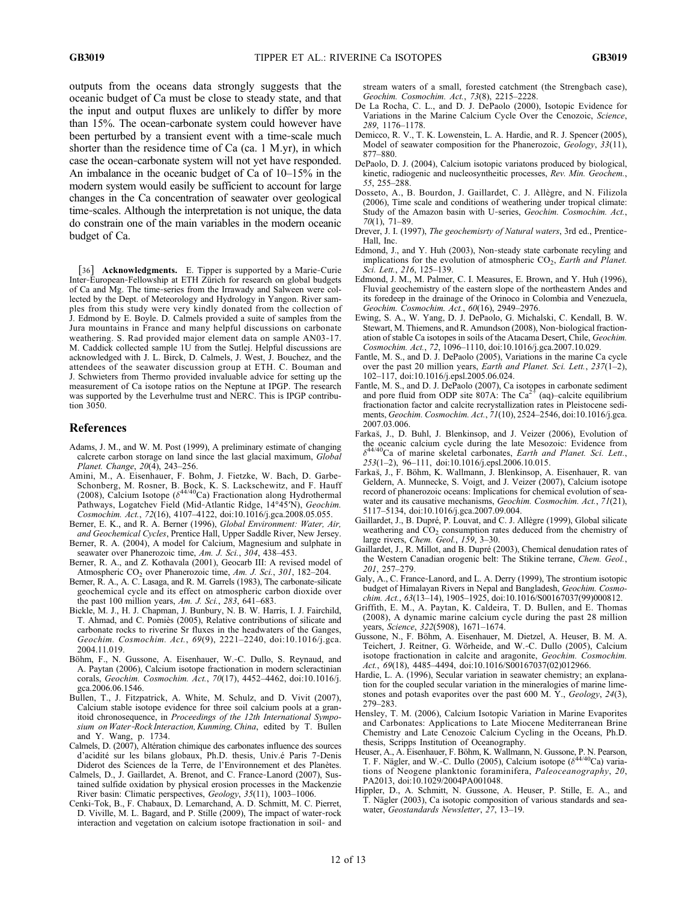outputs from the oceans data strongly suggests that the oceanic budget of Ca must be close to steady state, and that the input and output fluxes are unlikely to differ by more than 15%. The ocean-carbonate system could however have been perturbed by a transient event with a time-scale much shorter than the residence time of Ca (ca. 1 M.yr), in which case the ocean-carbonate system will not yet have responded. An imbalance in the oceanic budget of Ca of 10–15% in the modern system would easily be sufficient to account for large changes in the Ca concentration of seawater over geological time-scales. Although the interpretation is not unique, the data do constrain one of the main variables in the modern oceanic budget of Ca.

[36] **Acknowledgments.** E. Tipper is supported by a Marie-Curie Inter-European-Fellowship at ETH Zürich for research on global budgets of Ca and Mg. The time-series from the Irrawady and Salween were collected by the Dept. of Meteorology and Hydrology in Yangon. River samples from this study were very kindly donated from the collection of J. Edmond by E. Boyle. D. Calmels provided a suite of samples from the Jura mountains in France and many helpful discussions on carbonate weathering. S. Rad provided major element data on sample AN03-17. M. Caddick collected sample 1U from the Sutlej. Helpful discussions are acknowledged with J. L. Birck, D. Calmels, J. West, J. Bouchez, and the attendees of the seawater discussion group at ETH. C. Bouman and J. Schwieters from Thermo provided invaluable advice for setting up the measurement of Ca isotope ratios on the Neptune at IPGP. The research was supported by the Leverhulme trust and NERC. This is IPGP contribution 3050.

## References

Adams, J. M., and W. M. Post (1999), A preliminary estimate of changing calcrete carbon storage on land since the last glacial maximum, *Global Planet. Change*, *20*(4), 243–256.

Amini, M., A. Eisenhauer, F. Bohm, J. Fietzke, W. Bach, D. Garbe-Schonberg, M. Rosner, B. Bock, K. S. Lackschewitz, and F. Hauff (2008), Calcium Isotope ($\delta^{44/40}$Ca) Fractionation along Hydrothermal Pathways, Logatchev Field (Mid-Atlantic Ridge, 14°45′N), *Geochim. Cosmochim. Act.*, *72*(16), 4107–4122, doi:10.1016/j.gca.2008.05.055.

Berner, E. K., and R. A. Berner (1996), *Global Environment: Water, Air, and Geochemical Cycles*, Prentice Hall, Upper Saddle River, New Jersey.

Berner, R. A. (2004), A model for Calcium, Magnesium and sulphate in seawater over Phanerozoic time, *Am. J. Sci.*, *304*, 438–453.

Berner, R. A., and Z. Kothavala (2001), Geocarb III: A revised model of Atmospheric $CO_2$ over Phanerozoic time, *Am. J. Sci.*, *301*, 182–204.

Berner, R. A., A. C. Lasaga, and R. M. Garrels (1983), The carbonate-silicate geochemical cycle and its effect on atmospheric carbon dioxide over the past 100 million years, *Am. J. Sci.*, *283*, 641–683.

Bickle, M. J., H. J. Chapman, J. Bunbury, N. B. W. Harris, I. J. Fairchild, T. Ahmad, and C. Pomiès (2005), Relative contributions of silicate and carbonate rocks to riverine Sr fluxes in the headwaters of the Ganges, *Geochim. Cosmochim. Act.*, *69*(9), 2221–2240, doi:10.1016/j.gca.2004.11.019.

Böhm, F., N. Gussone, A. Eisenhauer, W.-C. Dullo, S. Reynaud, and A. Paytan (2006), Calcium isotope fractionation in modern scleractinian corals, *Geochim. Cosmochim. Act.*, *70*(17), 4452–4462, doi:10.1016/j.gca.2006.06.1546.

Bullen, T., J. Fitzpatrick, A. White, M. Schulz, and D. Vivit (2007), Calcium stable isotope evidence for three soil calcium pools at a granitoid chronosequence, in *Proceedings of the 12th International Symposium on Water-Rock Interaction, Kunming, China*, edited by T. Bullen and Y. Wang, p. 1734.

Calmels, D. (2007), Altération chimique des carbonates influence des sources d'acidité sur les bilans globaux, Ph.D. thesis, Univ.é Paris 7-Denis Diderot des Sciences de la Terre, de l'Environnement et des Planètes.

Calmels, D., J. Gaillardet, A. Brenot, and C. France-Lanord (2007), Sustained sulfide oxidation by physical erosion processes in the Mackenzie River basin: Climatic perspectives, *Geology*, *35*(11), 1003–1006.

Cenki-Tok, B., F. Chabaux, D. Lemarchand, A. D. Schmitt, M. C. Pierret, D. Viville, M. L. Bagard, and P. Stille (2009), The impact of water-rock interaction and vegetation on calcium isotope fractionation in soil- and stream waters of a small, forested catchment (the Strengbach case), *Geochim. Cosmochim. Act.*, *73*(8), 2215–2228.

De La Rocha, C. L., and D. J. DePaolo (2000), Isotopic Evidence for Variations in the Marine Calcium Cycle Over the Cenozoic, *Science*, *289*, 1176–1178.

Demicco, R. V., T. K. Lowenstein, L. A. Hardie, and R. J. Spencer (2005), Model of seawater composition for the Phanerozoic, *Geology*, *33*(11), 877–880.

DePaolo, D. J. (2004), Calcium isotopic variatons produced by biological, kinetic, radiogenic and nucleosyntheitic processes, *Rev. Min. Geochem.*, *55*, 255–288.

Dosseto, A., B. Bourdon, J. Gaillardet, C. J. Allègre, and N. Filizola (2006), Time scale and conditions of weathering under tropical climate: Study of the Amazon basin with U-series, *Geochim. Cosmochim. Act.*, *70*(1), 71–89.

Drever, J. I. (1997), *The geochemisrty of Natural waters*, 3rd ed., Prentice-Hall, Inc.

Edmond, J., and Y. Huh (2003), Non-steady state carbonate recyling and implications for the evolution of atmospheric $CO_2$, *Earth and Planet. Sci. Lett.*, *216*, 125–139.

Edmond, J. M., M. Palmer, C. I. Measures, E. Brown, and Y. Huh (1996), Fluvial geochemistry of the eastern slope of the northeastern Andes and its foredeep in the drainage of the Orinoco in Colombia and Venezuela, *Geochim. Cosmochim. Act.*, *60*(16), 2949–2976.

Ewing, S. A., W. Yang, D. J. DePaolo, G. Michalski, C. Kendall, B. W. Stewart, M. Thiemens, and R. Amundson (2008), Non-biological fractionation of stable Ca isotopes in soils of the Atacama Desert, Chile, *Geochim. Cosmochim. Act.*, *72*, 1096–1110, doi:10.1016/j.gca.2007.10.029.

Fantle, M. S., and D. J. DePaolo (2005), Variations in the marine Ca cycle over the past 20 million years, *Earth and Planet. Sci. Lett.*, *237*(1–2), 102–117, doi:10.1016/j.epsl.2005.06.024.

Fantle, M. S., and D. J. DePaolo (2007), Ca isotopes in carbonate sediment and pore fluid from ODP site 807A: The $Ca^{2+}$ (aq)–calcite equilibrium fractionation factor and calcite recrystallization rates in Pleistocene sediments, *Geochim. Cosmochim. Act.*, *71*(10), 2524–2546, doi:10.1016/j.gca.2007.03.006.

Farkaš, J., D. Buhl, J. Blenkinsop, and J. Veizer (2006), Evolution of the oceanic calcium cycle during the late Mesozoic: Evidence from $\delta^{44/40}$Ca of marine skeletal carbonates, *Earth and Planet. Sci. Lett.*, *253*(1–2), 96–111, doi:10.1016/j.epsl.2006.10.015.

Farkaš, J., F. Böhm, K. Wallmann, J. Blenkinsop, A. Eisenhauer, R. van Geldern, A. Munnecke, S. Voigt, and J. Veizer (2007), Calcium isotope record of phanerozoic oceans: Implications for chemical evolution of seawater and its causative mechanisms, *Geochim. Cosmochim. Act.*, *71*(21), 5117–5134, doi:10.1016/j.gca.2007.09.004.

Gaillardet, J., B. Dupré, P. Louvat, and C. J. Allègre (1999), Global silicate weathering and $CO_2$ consumption rates deduced from the chemistry of large rivers, *Chem. Geol.*, *159*, 3–30.

Gaillardet, J., R. Millot, and B. Dupré (2003), Chemical denudation rates of the Western Canadian orogenic belt: The Stikine terrane, *Chem. Geol.*, *201*, 257–279.

Galy, A., C. France-Lanord, and L. A. Derry (1999), The strontium isotopic budget of Himalayan Rivers in Nepal and Bangladesh, *Geochim. Cosmochim. Act.*, *63*(13–14), 1905–1925, doi:10.1016/S00167037(99)000812.

Griffith, E. M., A. Paytan, K. Caldeira, T. D. Bullen, and E. Thomas (2008), A dynamic marine calcium cycle during the past 28 million years, *Science*, *322*(5908), 1671–1674.

Gussone, N., F. Böhm, A. Eisenhauer, M. Dietzel, A. Heuser, B. M. A. Teichert, J. Reitner, G. Wörheide, and W.-C. Dullo (2005), Calcium isotope fractionation in calcite and aragonite, *Geochim. Cosmochim. Act.*, *69*(18), 4485–4494, doi:10.1016/S00167037(02)012966.

Hardie, L. A. (1996), Secular variation in seawater chemistry; an explanation for the coupled secular variation in the mineralogies of marine limestones and potash evaporites over the past 600 M. Y., *Geology*, *24*(3), 279–283.

Hensley, T. M. (2006), Calcium Isotopic Variation in Marine Evaporites and Carbonates: Applications to Late Miocene Mediterranean Brine Chemistry and Late Cenozoic Calcium Cycling in the Oceans, Ph.D. thesis, Scripps Institution of Oceanography.

Heuser, A., A. Eisenhauer, F. Böhm, K. Wallmann, N. Gussone, P. N. Pearson, T. F. Nägler, and W.-C. Dullo (2005), Calcium isotope ($\delta^{44/40}$Ca) variations of Neogene planktonic foraminifera, *Paleoceanography*, *20*, PA2013, doi:10.1029/2004PA001048.

Hippler, D., A. Schmitt, N. Gussone, A. Heuser, P. Stille, E. A., and T. Nägler (2003), Ca isotopic composition of various standards and seawater, *Geostandards Newsletter*, *27*, 13–19.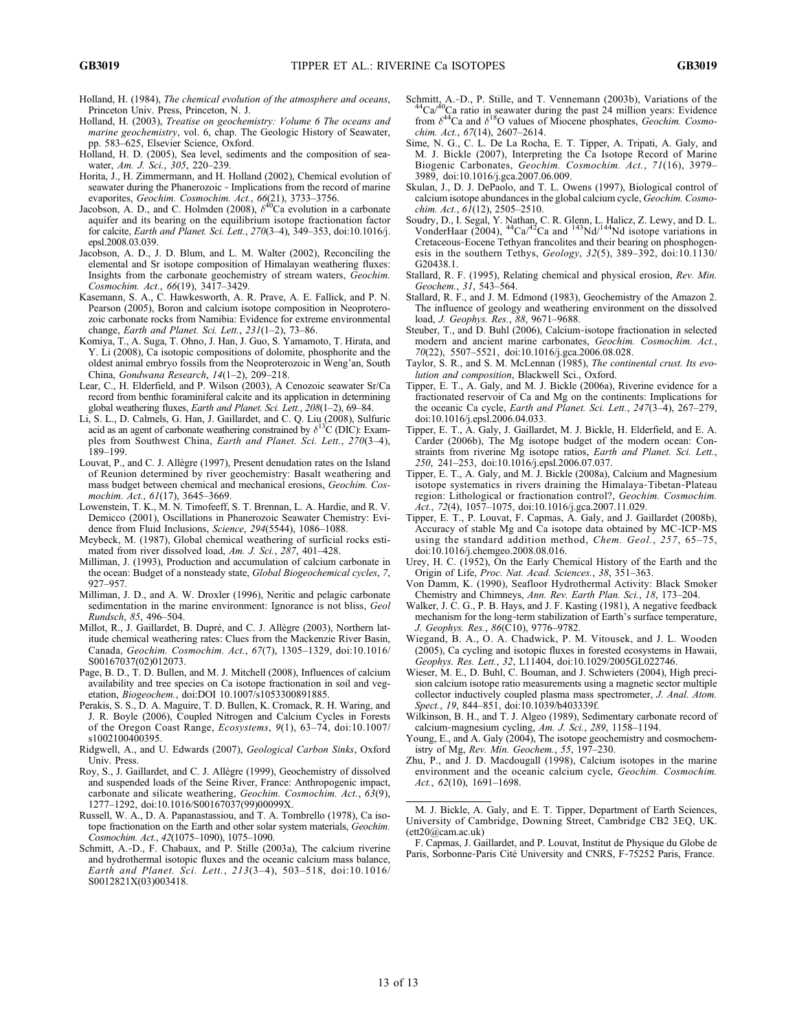Holland, H. (1984), *The chemical evolution of the atmosphere and oceans*, Princeton Univ. Press, Princeton, N. J.

Holland, H. (2003), *Treatise on geochemistry: Volume 6 The oceans and marine geochemistry*, vol. 6, chap. The Geologic History of Seawater, pp. 583–625, Elsevier Science, Oxford.

Holland, H. D. (2005), Sea level, sediments and the composition of seawater, *Am. J. Sci.*, *305*, 220–239.

Horita, J., H. Zimmermann, and H. Holland (2002), Chemical evolution of seawater during the Phanerozoic - Implications from the record of marine evaporites, *Geochim. Cosmochim. Act.*, *66*(21), 3733–3756.

Jacobson, A. D., and C. Holmden (2008), $\delta^{40}$Ca evolution in a carbonate aquifer and its bearing on the equilibrium isotope fractionation factor for calcite, *Earth and Planet. Sci. Lett.*, *270*(3–4), 349–353, doi:10.1016/j.epsl.2008.03.039.

Jacobson, A. D., J. D. Blum, and L. M. Walter (2002), Reconciling the elemental and Sr isotope composition of Himalayan weathering fluxes: Insights from the carbonate geochemistry of stream waters, *Geochim. Cosmochim. Act.*, *66*(19), 3417–3429.

Kasemann, S. A., C. Hawkesworth, A. R. Prave, A. E. Fallick, and P. N. Pearson (2005), Boron and calcium isotope composition in Neoproterozoic carbonate rocks from Namibia: Evidence for extreme environmental change, *Earth and Planet. Sci. Lett.*, *231*(1–2), 73–86.

Komiya, T., A. Suga, T. Ohno, J. Han, J. Guo, S. Yamamoto, T. Hirata, and Y. Li (2008), Ca isotopic compositions of dolomite, phosphorite and the oldest animal embryo fossils from the Neoproterozoic in Weng'an, South China, *Gondwana Research*, *14*(1–2), 209–218.

Lear, C., H. Elderfield, and P. Wilson (2003), A Cenozoic seawater Sr/Ca record from benthic foraminiferal calcite and its application in determining global weathering fluxes, *Earth and Planet. Sci. Lett.*, *208*(1–2), 69–84.

Li, S. L., D. Calmels, G. Han, J. Gaillardet, and C. Q. Liu (2008), Sulfuric acid as an agent of carbonate weathering constrained by $\delta^{13}$C (DIC): Examples from Southwest China, *Earth and Planet. Sci. Lett.*, *270*(3–4), 189–199.

Louvat, P., and C. J. Allègre (1997), Present denudation rates on the Island of Reunion determined by river geochemistry: Basalt weathering and mass budget between chemical and mechanical erosions, *Geochim. Cosmochim. Act.*, *61*(17), 3645–3669.

Lowenstein, T. K., M. N. Timofeeff, S. T. Brennan, L. A. Hardie, and R. V. Demicco (2001), Oscillations in Phanerozoic Seawater Chemistry: Evidence from Fluid Inclusions, *Science*, *294*(5544), 1086–1088.

Meybeck, M. (1987), Global chemical weathering of surficial rocks estimated from river dissolved load, *Am. J. Sci.*, *287*, 401–428.

Milliman, J. (1993), Production and accumulation of calcium carbonate in the ocean: Budget of a nonsteady state, *Global Biogeochemical cycles*, *7*, 927–957.

Milliman, J. D., and A. W. Droxler (1996), Neritic and pelagic carbonate sedimentation in the marine environment: Ignorance is not bliss, *Geol Rundsch*, *85*, 496–504.

Millot, R., J. Gaillardet, B. Dupré, and C. J. Allègre (2003), Northern latitude chemical weathering rates: Clues from the Mackenzie River Basin, Canada, *Geochim. Cosmochim. Act.*, *67*(7), 1305–1329, doi:10.1016/S00167037(02)012073.

Page, B. D., T. D. Bullen, and M. J. Mitchell (2008), Influences of calcium availability and tree species on Ca isotope fractionation in soil and vegetation, *Biogeochem.*, doi:DOI 10.1007/s1053300891885.

Perakis, S. S., D. A. Maguire, T. D. Bullen, K. Cromack, R. H. Waring, and J. R. Boyle (2006), Coupled Nitrogen and Calcium Cycles in Forests of the Oregon Coast Range, *Ecosystems*, *9*(1), 63–74, doi:10.1007/s1002100400395.

Ridgwell, A., and U. Edwards (2007), *Geological Carbon Sinks*, Oxford Univ. Press.

Roy, S., J. Gaillardet, and C. J. Allègre (1999), Geochemistry of dissolved and suspended loads of the Seine River, France: Anthropogenic impact, carbonate and silicate weathering, *Geochim. Cosmochim. Act.*, *63*(9), 1277–1292, doi:10.1016/S00167037(99)00099X.

Russell, W. A., D. A. Papanastassiou, and T. A. Tombrello (1978), Ca isotope fractionation on the Earth and other solar system materials, *Geochim. Cosmochim. Act.*, *42*(1075–1090), 1075–1090.

Schmitt, A.-D., F. Chabaux, and P. Stille (2003a), The calcium riverine and hydrothermal isotopic fluxes and the oceanic calcium mass balance, *Earth and Planet. Sci. Lett.*, *213*(3–4), 503–518, doi:10.1016/S0012821X(03)003418.

Schmitt, A.-D., P. Stille, and T. Vennemann (2003b), Variations of the $^{44}$Ca/$^{40}$Ca ratio in seawater during the past 24 million years: Evidence from $\delta^{44}$Ca and $\delta^{18}$O values of Miocene phosphates, *Geochim. Cosmochim. Act.*, *67*(14), 2607–2614.

Sime, N. G., C. L. De La Rocha, E. T. Tipper, A. Tripati, A. Galy, and M. J. Bickle (2007), Interpreting the Ca Isotope Record of Marine Biogenic Carbonates, *Geochim. Cosmochim. Act.*, *71*(16), 3979–3989, doi:10.1016/j.gca.2007.06.009.

Skulan, J., D. J. DePaolo, and T. L. Owens (1997), Biological control of calcium isotope abundances in the global calcium cycle, *Geochim. Cosmochim. Act.*, *61*(12), 2505–2510.

Soudry, D., I. Segal, Y. Nathan, C. R. Glenn, L. Halicz, Z. Lewy, and D. L. VonderHaar (2004), $^{44}$Ca/$^{42}$Ca and $^{143}$Nd/$^{144}$Nd isotope variations in Cretaceous-Eocene Tethyan francolites and their bearing on phosphogenesis in the southern Tethys, *Geology*, *32*(5), 389–392, doi:10.1130/G20438.1.

Stallard, R. F. (1995), Relating chemical and physical erosion, *Rev. Min. Geochem.*, *31*, 543–564.

Stallard, R. F., and J. M. Edmond (1983), Geochemistry of the Amazon 2. The influence of geology and weathering environment on the dissolved load, *J. Geophys. Res.*, *88*, 9671–9688.

Steuber, T., and D. Buhl (2006), Calcium-isotope fractionation in selected modern and ancient marine carbonates, *Geochim. Cosmochim. Act.*, *70*(22), 5507–5521, doi:10.1016/j.gca.2006.08.028.

Taylor, S. R., and S. M. McLennan (1985), *The continental crust. Its evolution and composition*, Blackwell Sci., Oxford.

Tipper, E. T., A. Galy, and M. J. Bickle (2006a), Riverine evidence for a fractionated reservoir of Ca and Mg on the continents: Implications for the oceanic Ca cycle, *Earth and Planet. Sci. Lett.*, *247*(3–4), 267–279, doi:10.1016/j.epsl.2006.04.033.

Tipper, E. T., A. Galy, J. Gaillardet, M. J. Bickle, H. Elderfield, and E. A. Carder (2006b), The Mg isotope budget of the modern ocean: Constraints from riverine Mg isotope ratios, *Earth and Planet. Sci. Lett.*, *250*, 241–253, doi:10.1016/j.epsl.2006.07.037.

Tipper, E. T., A. Galy, and M. J. Bickle (2008a), Calcium and Magnesium isotope systematics in rivers draining the Himalaya-Tibetan-Plateau region: Lithological or fractionation control?, *Geochim. Cosmochim. Act.*, *72*(4), 1057–1075, doi:10.1016/j.gca.2007.11.029.

Tipper, E. T., P. Louvat, F. Capmas, A. Galy, and J. Gaillardet (2008b), Accuracy of stable Mg and Ca isotope data obtained by MC-ICP-MS using the standard addition method, *Chem. Geol.*, *257*, 65–75, doi:10.1016/j.chemgeo.2008.08.016.

Urey, H. C. (1952), On the Early Chemical History of the Earth and the Origin of Life, *Proc. Nat. Acad. Sciences.*, *38*, 351–363.

Von Damm, K. (1990), Seafloor Hydrothermal Activity: Black Smoker Chemistry and Chimneys, *Ann. Rev. Earth Plan. Sci.*, *18*, 173–204.

Walker, J. C. G., P. B. Hays, and J. F. Kasting (1981), A negative feedback mechanism for the long-term stabilization of Earth's surface temperature, *J. Geophys. Res.*, *86*(C10), 9776–9782.

Wiegand, B. A., O. A. Chadwick, P. M. Vitousek, and J. L. Wooden (2005), Ca cycling and isotopic fluxes in forested ecosystems in Hawaii, *Geophys. Res. Lett.*, *32*, L11404, doi:10.1029/2005GL022746.

Wieser, M. E., D. Buhl, C. Bouman, and J. Schwieters (2004), High precision calcium isotope ratio measurements using a magnetic sector multiple collector inductively coupled plasma mass spectrometer, *J. Anal. Atom. Spect.*, *19*, 844–851, doi:10.1039/b403339f.

Wilkinson, B. H., and T. J. Algeo (1989), Sedimentary carbonate record of calcium-magnesium cycling, *Am. J. Sci.*, *289*, 1158–1194.

Young, E., and A. Galy (2004), The isotope geochemistry and cosmochemistry of Mg, *Rev. Min. Geochem.*, *55*, 197–230.

Zhu, P., and J. D. Macdougall (1998), Calcium isotopes in the marine environment and the oceanic calcium cycle, *Geochim. Cosmochim. Act.*, *62*(10), 1691–1698.

---

M. J. Bickle, A. Galy, and E. T. Tipper, Department of Earth Sciences, University of Cambridge, Downing Street, Cambridge CB2 3EQ, UK. (ett20@cam.ac.uk)

F. Capmas, J. Gaillardet, and P. Louvat, Institut de Physique du Globe de Paris, Sorbonne-Paris Cité University and CNRS, F-75252 Paris, France.